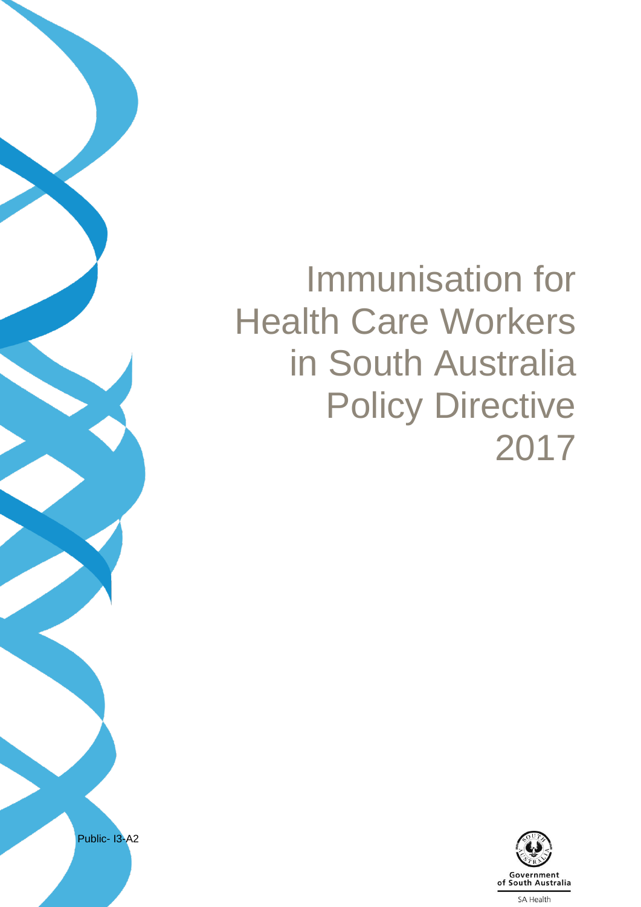# Immunisation for Health Care Workers in South Australia Policy Directive 2017

Public- I3-A2

Government of South Australia

SA Health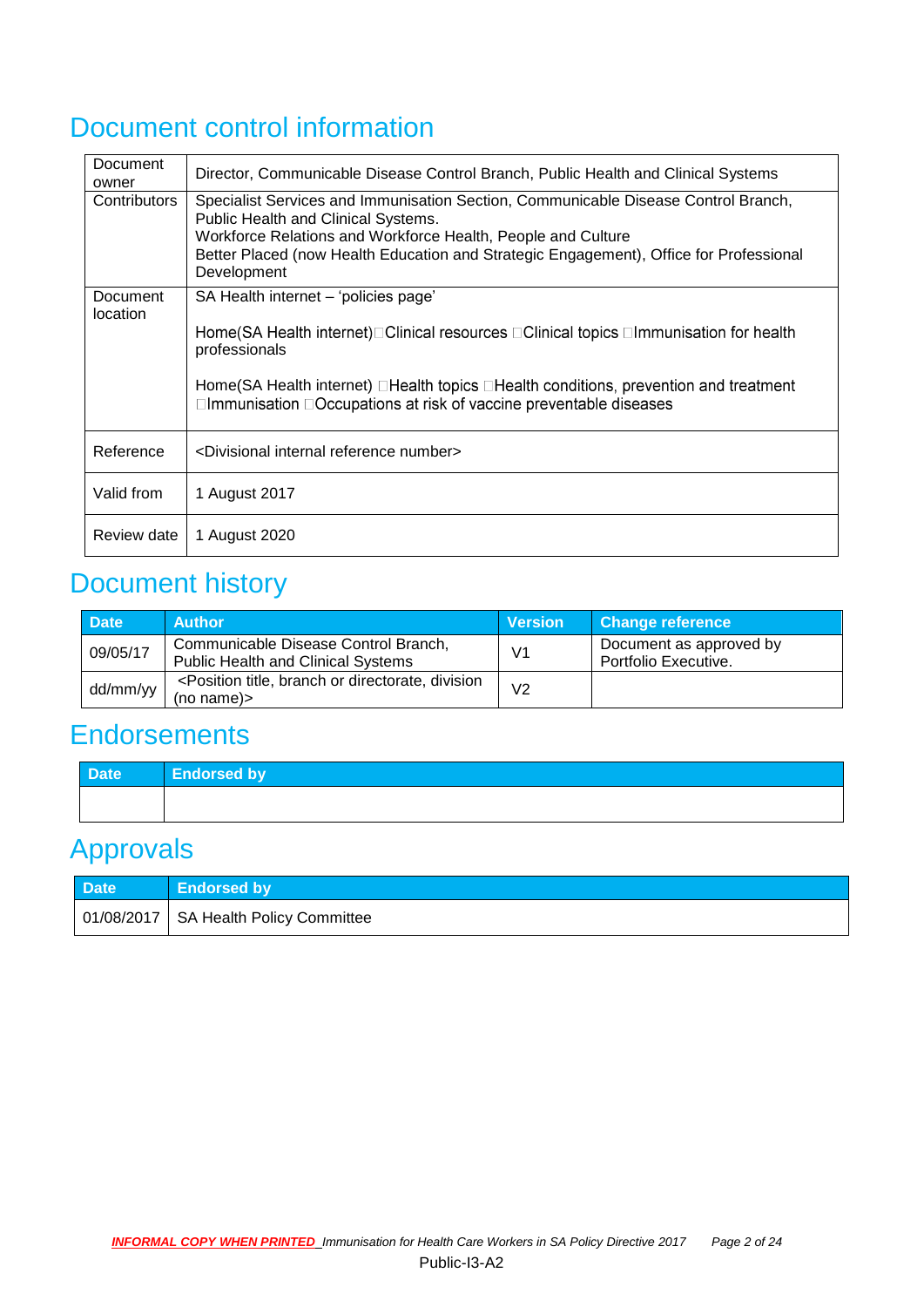# Document control information

| Document owner | Director, Communicable Disease Control Branch, Public Health and Clinical Systems |
|---|---|
| Contributors | Specialist Services and Immunisation Section, Communicable Disease Control Branch, Public Health and Clinical Systems.<br>Workforce Relations and Workforce Health, People and Culture<br>Better Placed (now Health Education and Strategic Engagement), Office for Professional Development |
| Document location | SA Health internet – 'policies page'<br><br>Home(SA Health internet)Clinical resources Clinical topics Immunisation for health professionals<br><br>Home(SA Health internet) Health topics Health conditions, prevention and treatment Immunisation Occupations at risk of vaccine preventable diseases |
| Reference | <Divisional internal reference number> |
| Valid from | 1 August 2017 |
| Review date | 1 August 2020 |

# Document history

| Date | Author | Version | Change reference |
|---|---|---|---|
| 09/05/17 | Communicable Disease Control Branch, Public Health and Clinical Systems | V1 | Document as approved by Portfolio Executive. |
| dd/mm/yy | <Position title, branch or directorate, division (no name)> | V2 | |

# Endorsements

| Date | Endorsed by |
|---|---|
| | |

# Approvals

| Date | Endorsed by |
|---|---|
| 01/08/2017 | SA Health Policy Committee |

Public-I3-A2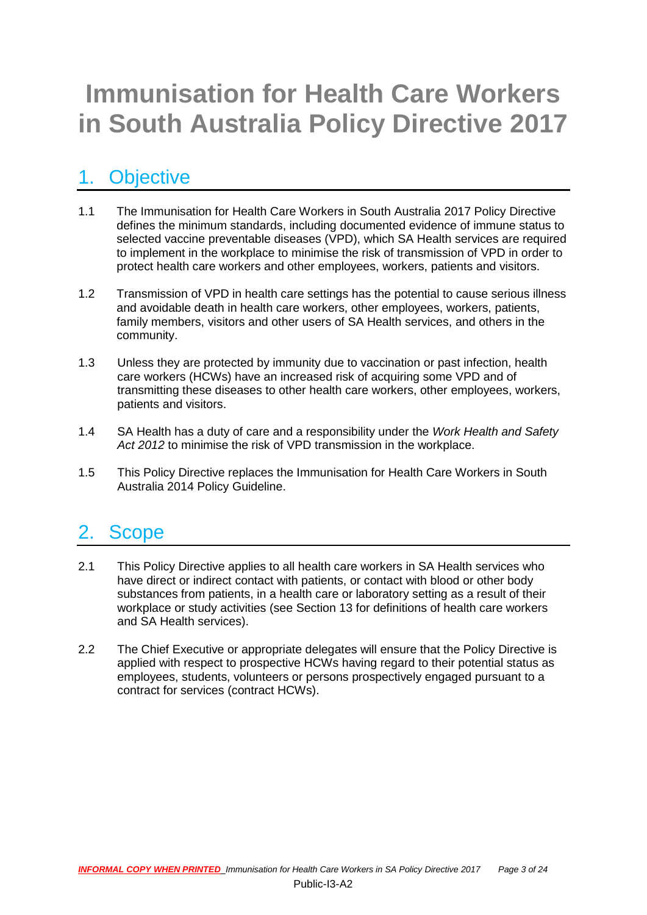# Immunisation for Health Care Workers in South Australia Policy Directive 2017

## 1. Objective

1.1 The Immunisation for Health Care Workers in South Australia 2017 Policy Directive defines the minimum standards, including documented evidence of immune status to selected vaccine preventable diseases (VPD), which SA Health services are required to implement in the workplace to minimise the risk of transmission of VPD in order to protect health care workers and other employees, workers, patients and visitors.

1.2 Transmission of VPD in health care settings has the potential to cause serious illness and avoidable death in health care workers, other employees, workers, patients, family members, visitors and other users of SA Health services, and others in the community.

1.3 Unless they are protected by immunity due to vaccination or past infection, health care workers (HCWs) have an increased risk of acquiring some VPD and of transmitting these diseases to other health care workers, other employees, workers, patients and visitors.

1.4 SA Health has a duty of care and a responsibility under the *Work Health and Safety Act 2012* to minimise the risk of VPD transmission in the workplace.

1.5 This Policy Directive replaces the Immunisation for Health Care Workers in South Australia 2014 Policy Guideline.

## 2. Scope

2.1 This Policy Directive applies to all health care workers in SA Health services who have direct or indirect contact with patients, or contact with blood or other body substances from patients, in a health care or laboratory setting as a result of their workplace or study activities (see Section 13 for definitions of health care workers and SA Health services).

2.2 The Chief Executive or appropriate delegates will ensure that the Policy Directive is applied with respect to prospective HCWs having regard to their potential status as employees, students, volunteers or persons prospectively engaged pursuant to a contract for services (contract HCWs).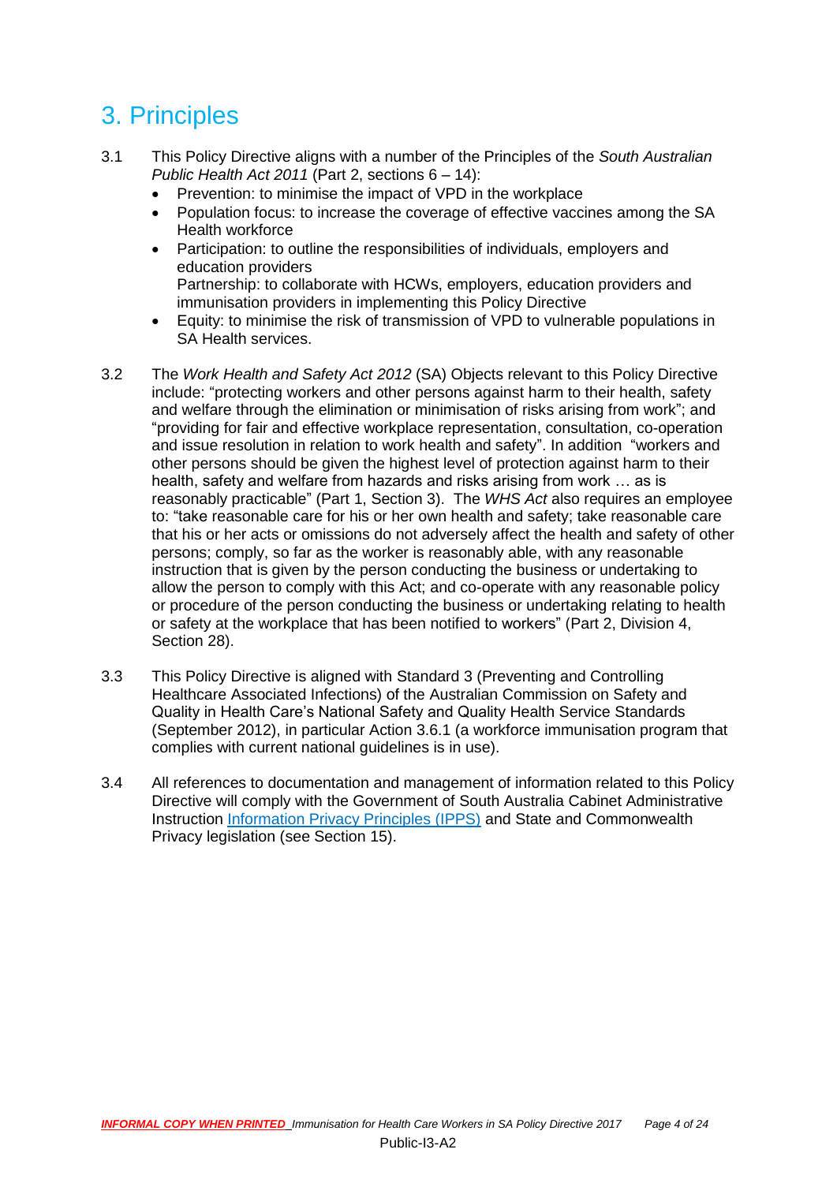# 3. Principles

3.1 This Policy Directive aligns with a number of the Principles of the *South Australian Public Health Act 2011* (Part 2, sections 6 – 14):

- Prevention: to minimise the impact of VPD in the workplace
- Population focus: to increase the coverage of effective vaccines among the SA Health workforce
- Participation: to outline the responsibilities of individuals, employers and education providers
  Partnership: to collaborate with HCWs, employers, education providers and immunisation providers in implementing this Policy Directive
- Equity: to minimise the risk of transmission of VPD to vulnerable populations in SA Health services.

3.2 The *Work Health and Safety Act 2012* (SA) Objects relevant to this Policy Directive include: "protecting workers and other persons against harm to their health, safety and welfare through the elimination or minimisation of risks arising from work"; and "providing for fair and effective workplace representation, consultation, co-operation and issue resolution in relation to work health and safety". In addition "workers and other persons should be given the highest level of protection against harm to their health, safety and welfare from hazards and risks arising from work … as is reasonably practicable" (Part 1, Section 3). The *WHS Act* also requires an employee to: "take reasonable care for his or her own health and safety; take reasonable care that his or her acts or omissions do not adversely affect the health and safety of other persons; comply, so far as the worker is reasonably able, with any reasonable instruction that is given by the person conducting the business or undertaking to allow the person to comply with this Act; and co-operate with any reasonable policy or procedure of the person conducting the business or undertaking relating to health or safety at the workplace that has been notified to workers" (Part 2, Division 4, Section 28).

3.3 This Policy Directive is aligned with Standard 3 (Preventing and Controlling Healthcare Associated Infections) of the Australian Commission on Safety and Quality in Health Care's National Safety and Quality Health Service Standards (September 2012), in particular Action 3.6.1 (a workforce immunisation program that complies with current national guidelines is in use).

3.4 All references to documentation and management of information related to this Policy Directive will comply with the Government of South Australia Cabinet Administrative Instruction Information Privacy Principles (IPPS) and State and Commonwealth Privacy legislation (see Section 15).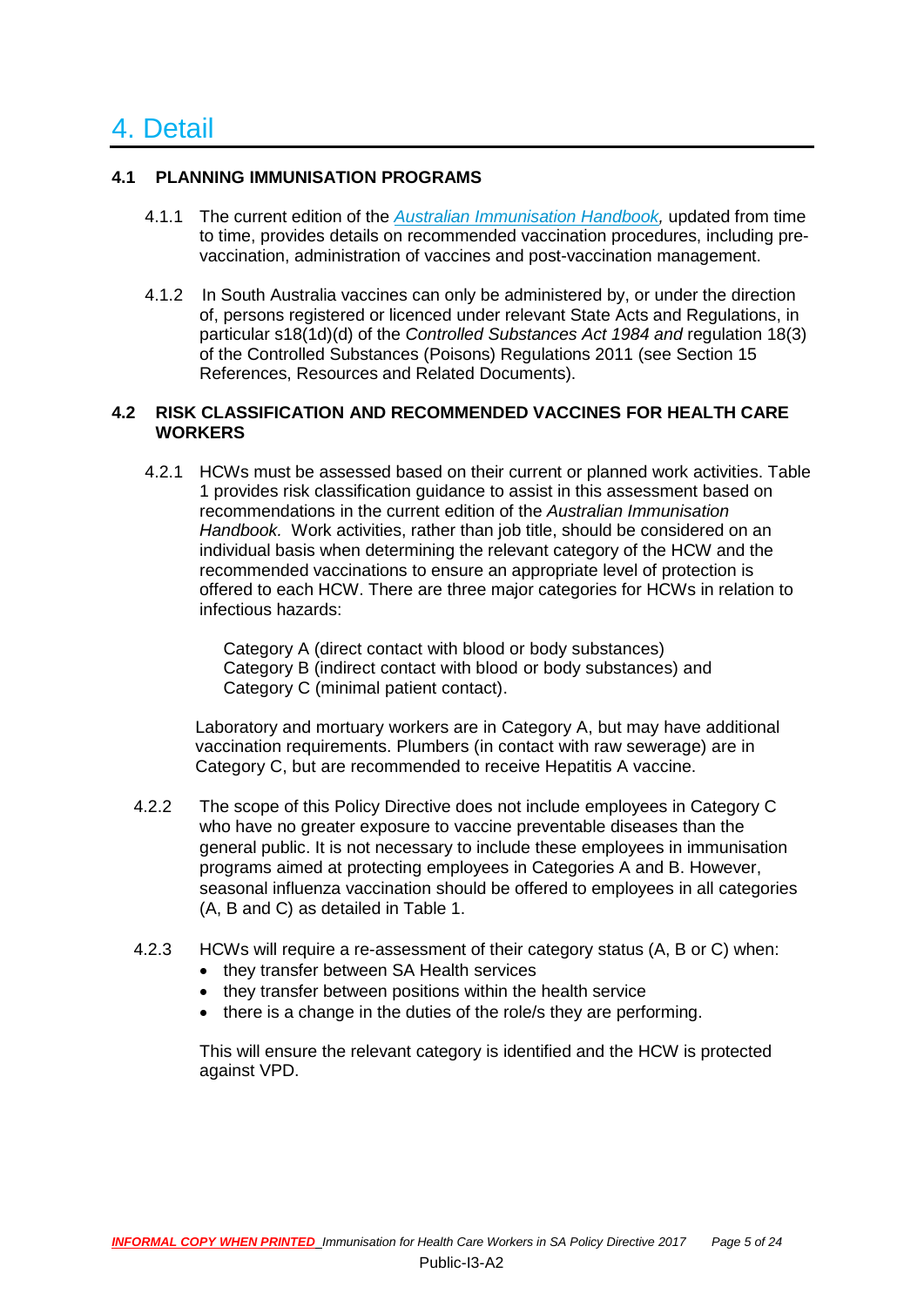# 4. Detail

## 4.1 PLANNING IMMUNISATION PROGRAMS

4.1.1 The current edition of the *Australian Immunisation Handbook,* updated from time to time, provides details on recommended vaccination procedures, including pre-vaccination, administration of vaccines and post-vaccination management.

4.1.2 In South Australia vaccines can only be administered by, or under the direction of, persons registered or licenced under relevant State Acts and Regulations, in particular s18(1d)(d) of the *Controlled Substances Act 1984 and* regulation 18(3) of the Controlled Substances (Poisons) Regulations 2011 (see Section 15 References, Resources and Related Documents).

## 4.2 RISK CLASSIFICATION AND RECOMMENDED VACCINES FOR HEALTH CARE WORKERS

4.2.1 HCWs must be assessed based on their current or planned work activities. Table 1 provides risk classification guidance to assist in this assessment based on recommendations in the current edition of the *Australian Immunisation Handbook.* Work activities, rather than job title, should be considered on an individual basis when determining the relevant category of the HCW and the recommended vaccinations to ensure an appropriate level of protection is offered to each HCW. There are three major categories for HCWs in relation to infectious hazards:

Category A (direct contact with blood or body substances)
Category B (indirect contact with blood or body substances) and
Category C (minimal patient contact).

Laboratory and mortuary workers are in Category A, but may have additional vaccination requirements. Plumbers (in contact with raw sewerage) are in Category C, but are recommended to receive Hepatitis A vaccine.

4.2.2 The scope of this Policy Directive does not include employees in Category C who have no greater exposure to vaccine preventable diseases than the general public. It is not necessary to include these employees in immunisation programs aimed at protecting employees in Categories A and B. However, seasonal influenza vaccination should be offered to employees in all categories (A, B and C) as detailed in Table 1.

4.2.3 HCWs will require a re-assessment of their category status (A, B or C) when:

- they transfer between SA Health services
- they transfer between positions within the health service
- there is a change in the duties of the role/s they are performing.

This will ensure the relevant category is identified and the HCW is protected against VPD.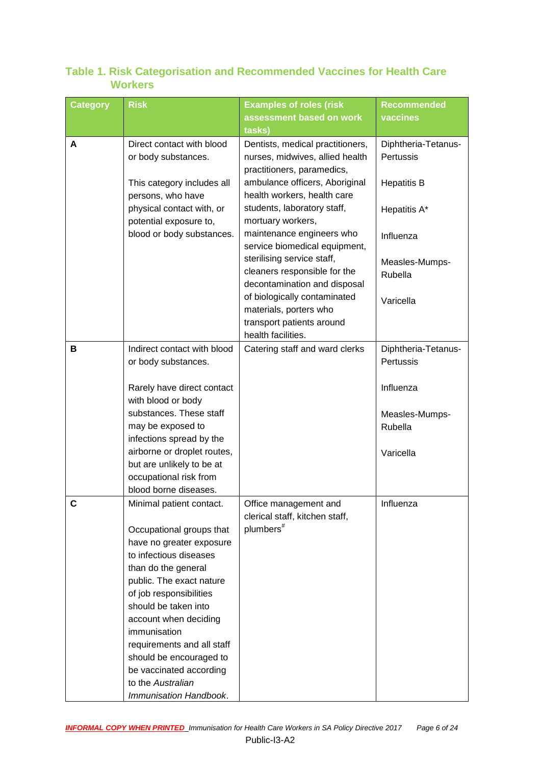### Table 1. Risk Categorisation and Recommended Vaccines for Health Care Workers

| Category | Risk | Examples of roles (risk assessment based on work tasks) | Recommended vaccines |
|---|---|---|---|
| A | Direct contact with blood or body substances.<br><br>This category includes all persons, who have physical contact with, or potential exposure to, blood or body substances. | Dentists, medical practitioners, nurses, midwives, allied health practitioners, paramedics, ambulance officers, Aboriginal health workers, health care students, laboratory staff, mortuary workers, maintenance engineers who service biomedical equipment, sterilising service staff, cleaners responsible for the decontamination and disposal of biologically contaminated materials, porters who transport patients around health facilities. | Diphtheria-Tetanus-Pertussis<br><br>Hepatitis B<br><br>Hepatitis A*<br><br>Influenza<br><br>Measles-Mumps-Rubella<br><br>Varicella |
| B | Indirect contact with blood or body substances.<br><br>Rarely have direct contact with blood or body substances. These staff may be exposed to infections spread by the airborne or droplet routes, but are unlikely to be at occupational risk from blood borne diseases. | Catering staff and ward clerks | Diphtheria-Tetanus-Pertussis<br><br>Influenza<br><br>Measles-Mumps-Rubella<br><br>Varicella |
| C | Minimal patient contact.<br><br>Occupational groups that have no greater exposure to infectious diseases than do the general public. The exact nature of job responsibilities should be taken into account when deciding immunisation requirements and all staff should be encouraged to be vaccinated according to the *Australian Immunisation Handbook*. | Office management and clerical staff, kitchen staff, plumbers# | Influenza |

**INFORMAL COPY WHEN PRINTED** *Immunisation for Health Care Workers in SA Policy Directive 2017*

Public-I3-A2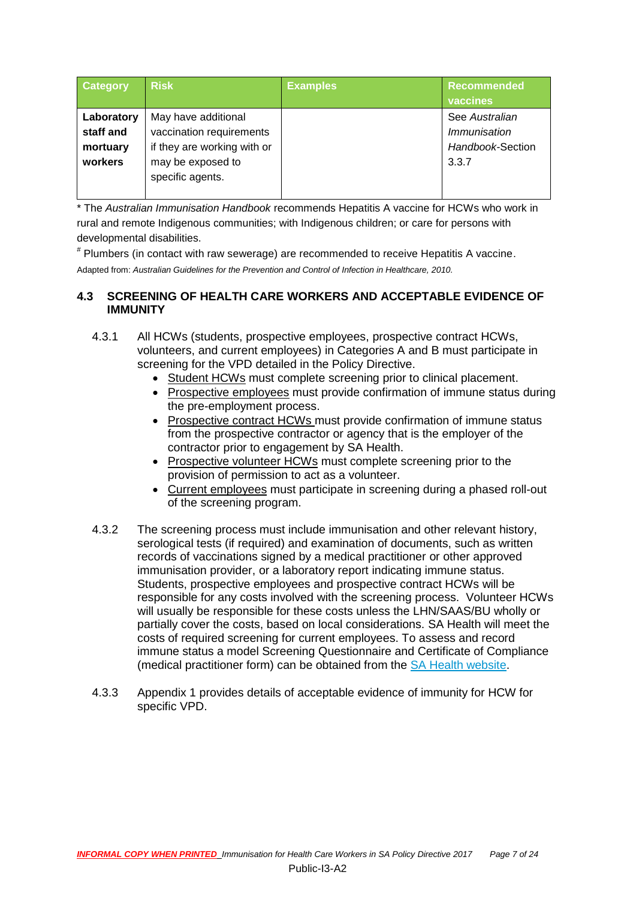| Category | Risk | Examples | Recommended vaccines |
|---|---|---|---|
| **Laboratory staff and mortuary workers** | May have additional vaccination requirements if they are working with or may be exposed to specific agents. | | See *Australian Immunisation Handbook*-Section 3.3.7 |

* The *Australian Immunisation Handbook* recommends Hepatitis A vaccine for HCWs who work in rural and remote Indigenous communities; with Indigenous children; or care for persons with developmental disabilities.

# Plumbers (in contact with raw sewerage) are recommended to receive Hepatitis A vaccine.

Adapted from: *Australian Guidelines for the Prevention and Control of Infection in Healthcare, 2010.*

### 4.3 SCREENING OF HEALTH CARE WORKERS AND ACCEPTABLE EVIDENCE OF IMMUNITY

4.3.1 All HCWs (students, prospective employees, prospective contract HCWs, volunteers, and current employees) in Categories A and B must participate in screening for the VPD detailed in the Policy Directive.

- Student HCWs must complete screening prior to clinical placement.
- Prospective employees must provide confirmation of immune status during the pre-employment process.
- Prospective contract HCWs must provide confirmation of immune status from the prospective contractor or agency that is the employer of the contractor prior to engagement by SA Health.
- Prospective volunteer HCWs must complete screening prior to the provision of permission to act as a volunteer.
- Current employees must participate in screening during a phased roll-out of the screening program.

4.3.2 The screening process must include immunisation and other relevant history, serological tests (if required) and examination of documents, such as written records of vaccinations signed by a medical practitioner or other approved immunisation provider, or a laboratory report indicating immune status. Students, prospective employees and prospective contract HCWs will be responsible for any costs involved with the screening process. Volunteer HCWs will usually be responsible for these costs unless the LHN/SAAS/BU wholly or partially cover the costs, based on local considerations. SA Health will meet the costs of required screening for current employees. To assess and record immune status a model Screening Questionnaire and Certificate of Compliance (medical practitioner form) can be obtained from the SA Health website.

4.3.3 Appendix 1 provides details of acceptable evidence of immunity for HCW for specific VPD.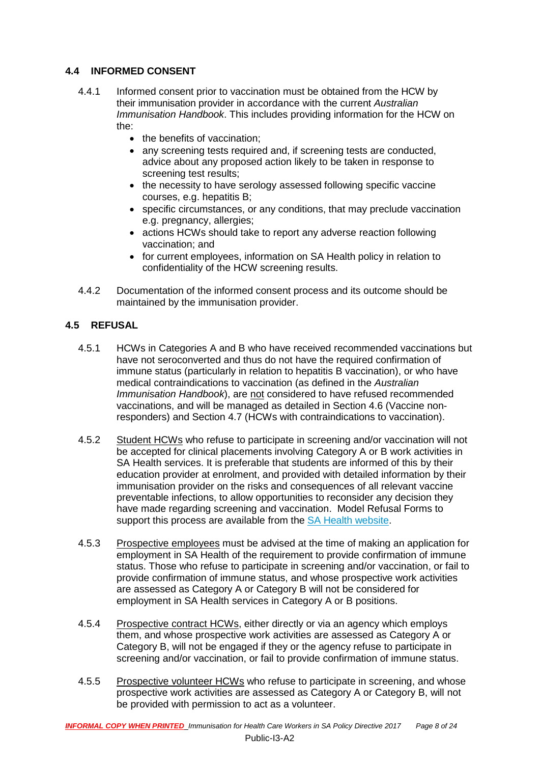### 4.4 INFORMED CONSENT

4.4.1 Informed consent prior to vaccination must be obtained from the HCW by their immunisation provider in accordance with the current *Australian Immunisation Handbook*. This includes providing information for the HCW on the:

- the benefits of vaccination;
- any screening tests required and, if screening tests are conducted, advice about any proposed action likely to be taken in response to screening test results;
- the necessity to have serology assessed following specific vaccine courses, e.g. hepatitis B;
- specific circumstances, or any conditions, that may preclude vaccination e.g. pregnancy, allergies;
- actions HCWs should take to report any adverse reaction following vaccination; and
- for current employees, information on SA Health policy in relation to confidentiality of the HCW screening results.

4.4.2 Documentation of the informed consent process and its outcome should be maintained by the immunisation provider.

### 4.5 REFUSAL

4.5.1 HCWs in Categories A and B who have received recommended vaccinations but have not seroconverted and thus do not have the required confirmation of immune status (particularly in relation to hepatitis B vaccination), or who have medical contraindications to vaccination (as defined in the *Australian Immunisation Handbook*), are not considered to have refused recommended vaccinations, and will be managed as detailed in Section 4.6 (Vaccine non-responders) and Section 4.7 (HCWs with contraindications to vaccination).

4.5.2 Student HCWs who refuse to participate in screening and/or vaccination will not be accepted for clinical placements involving Category A or B work activities in SA Health services. It is preferable that students are informed of this by their education provider at enrolment, and provided with detailed information by their immunisation provider on the risks and consequences of all relevant vaccine preventable infections, to allow opportunities to reconsider any decision they have made regarding screening and vaccination. Model Refusal Forms to support this process are available from the SA Health website.

4.5.3 Prospective employees must be advised at the time of making an application for employment in SA Health of the requirement to provide confirmation of immune status. Those who refuse to participate in screening and/or vaccination, or fail to provide confirmation of immune status, and whose prospective work activities are assessed as Category A or Category B will not be considered for employment in SA Health services in Category A or B positions.

4.5.4 Prospective contract HCWs, either directly or via an agency which employs them, and whose prospective work activities are assessed as Category A or Category B, will not be engaged if they or the agency refuse to participate in screening and/or vaccination, or fail to provide confirmation of immune status.

4.5.5 Prospective volunteer HCWs who refuse to participate in screening, and whose prospective work activities are assessed as Category A or Category B, will not be provided with permission to act as a volunteer.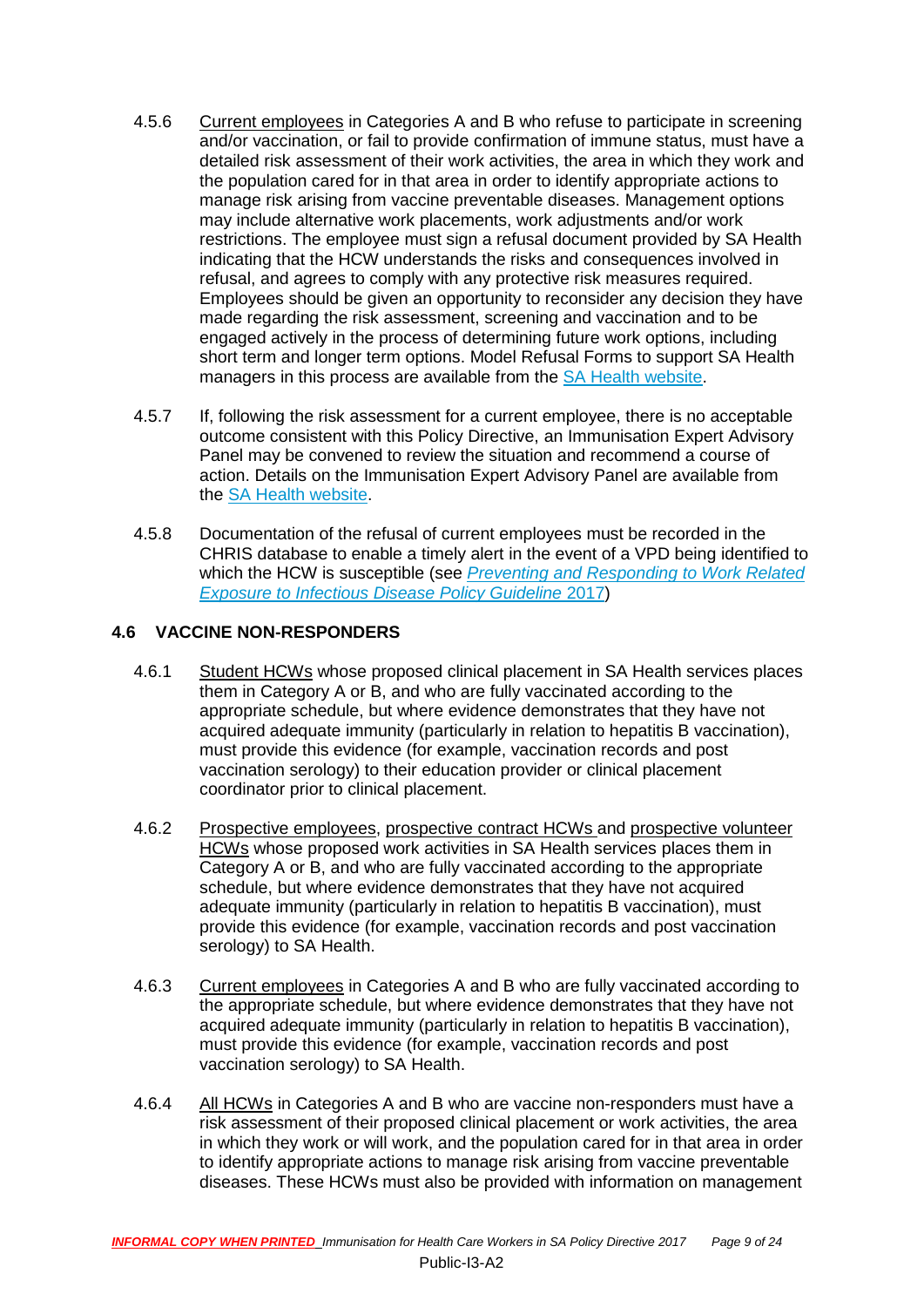4.5.6 Current employees in Categories A and B who refuse to participate in screening and/or vaccination, or fail to provide confirmation of immune status, must have a detailed risk assessment of their work activities, the area in which they work and the population cared for in that area in order to identify appropriate actions to manage risk arising from vaccine preventable diseases. Management options may include alternative work placements, work adjustments and/or work restrictions. The employee must sign a refusal document provided by SA Health indicating that the HCW understands the risks and consequences involved in refusal, and agrees to comply with any protective risk measures required. Employees should be given an opportunity to reconsider any decision they have made regarding the risk assessment, screening and vaccination and to be engaged actively in the process of determining future work options, including short term and longer term options. Model Refusal Forms to support SA Health managers in this process are available from the SA Health website.

4.5.7 If, following the risk assessment for a current employee, there is no acceptable outcome consistent with this Policy Directive, an Immunisation Expert Advisory Panel may be convened to review the situation and recommend a course of action. Details on the Immunisation Expert Advisory Panel are available from the SA Health website.

4.5.8 Documentation of the refusal of current employees must be recorded in the CHRIS database to enable a timely alert in the event of a VPD being identified to which the HCW is susceptible (see *Preventing and Responding to Work Related Exposure to Infectious Disease Policy Guideline* 2017)

### 4.6 VACCINE NON-RESPONDERS

4.6.1 Student HCWs whose proposed clinical placement in SA Health services places them in Category A or B, and who are fully vaccinated according to the appropriate schedule, but where evidence demonstrates that they have not acquired adequate immunity (particularly in relation to hepatitis B vaccination), must provide this evidence (for example, vaccination records and post vaccination serology) to their education provider or clinical placement coordinator prior to clinical placement.

4.6.2 Prospective employees, prospective contract HCWs and prospective volunteer HCWs whose proposed work activities in SA Health services places them in Category A or B, and who are fully vaccinated according to the appropriate schedule, but where evidence demonstrates that they have not acquired adequate immunity (particularly in relation to hepatitis B vaccination), must provide this evidence (for example, vaccination records and post vaccination serology) to SA Health.

4.6.3 Current employees in Categories A and B who are fully vaccinated according to the appropriate schedule, but where evidence demonstrates that they have not acquired adequate immunity (particularly in relation to hepatitis B vaccination), must provide this evidence (for example, vaccination records and post vaccination serology) to SA Health.

4.6.4 All HCWs in Categories A and B who are vaccine non-responders must have a risk assessment of their proposed clinical placement or work activities, the area in which they work or will work, and the population cared for in that area in order to identify appropriate actions to manage risk arising from vaccine preventable diseases. These HCWs must also be provided with information on management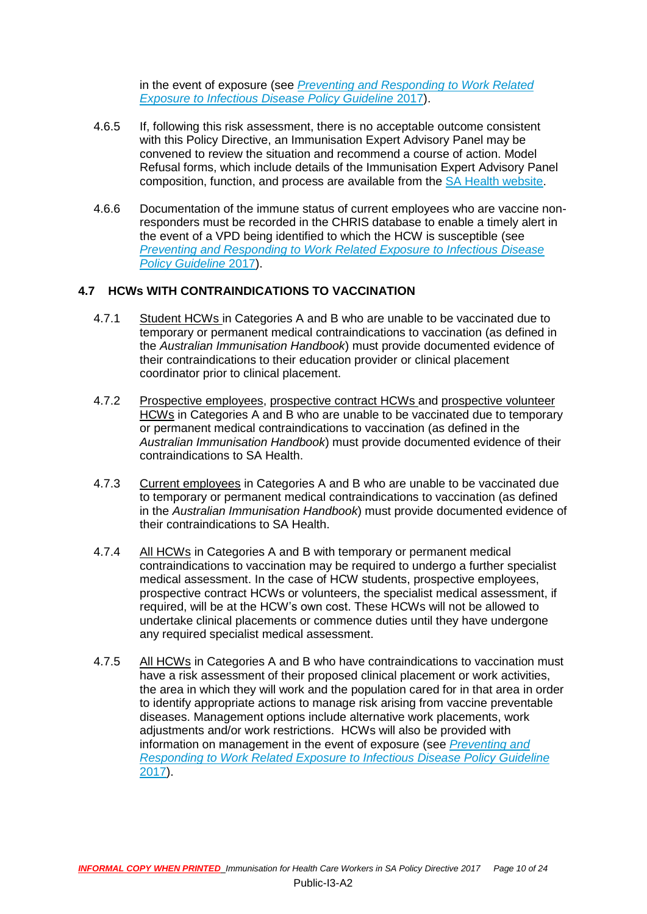in the event of exposure (see *Preventing and Responding to Work Related Exposure to Infectious Disease Policy Guideline* 2017).

4.6.5 If, following this risk assessment, there is no acceptable outcome consistent with this Policy Directive, an Immunisation Expert Advisory Panel may be convened to review the situation and recommend a course of action. Model Refusal forms, which include details of the Immunisation Expert Advisory Panel composition, function, and process are available from the SA Health website.

4.6.6 Documentation of the immune status of current employees who are vaccine non-responders must be recorded in the CHRIS database to enable a timely alert in the event of a VPD being identified to which the HCW is susceptible (see *Preventing and Responding to Work Related Exposure to Infectious Disease Policy Guideline* 2017).

### 4.7 HCWs WITH CONTRAINDICATIONS TO VACCINATION

4.7.1 Student HCWs in Categories A and B who are unable to be vaccinated due to temporary or permanent medical contraindications to vaccination (as defined in the *Australian Immunisation Handbook*) must provide documented evidence of their contraindications to their education provider or clinical placement coordinator prior to clinical placement.

4.7.2 Prospective employees, prospective contract HCWs and prospective volunteer HCWs in Categories A and B who are unable to be vaccinated due to temporary or permanent medical contraindications to vaccination (as defined in the *Australian Immunisation Handbook*) must provide documented evidence of their contraindications to SA Health.

4.7.3 Current employees in Categories A and B who are unable to be vaccinated due to temporary or permanent medical contraindications to vaccination (as defined in the *Australian Immunisation Handbook*) must provide documented evidence of their contraindications to SA Health.

4.7.4 All HCWs in Categories A and B with temporary or permanent medical contraindications to vaccination may be required to undergo a further specialist medical assessment. In the case of HCW students, prospective employees, prospective contract HCWs or volunteers, the specialist medical assessment, if required, will be at the HCW's own cost. These HCWs will not be allowed to undertake clinical placements or commence duties until they have undergone any required specialist medical assessment.

4.7.5 All HCWs in Categories A and B who have contraindications to vaccination must have a risk assessment of their proposed clinical placement or work activities, the area in which they will work and the population cared for in that area in order to identify appropriate actions to manage risk arising from vaccine preventable diseases. Management options include alternative work placements, work adjustments and/or work restrictions. HCWs will also be provided with information on management in the event of exposure (see *Preventing and Responding to Work Related Exposure to Infectious Disease Policy Guideline* 2017).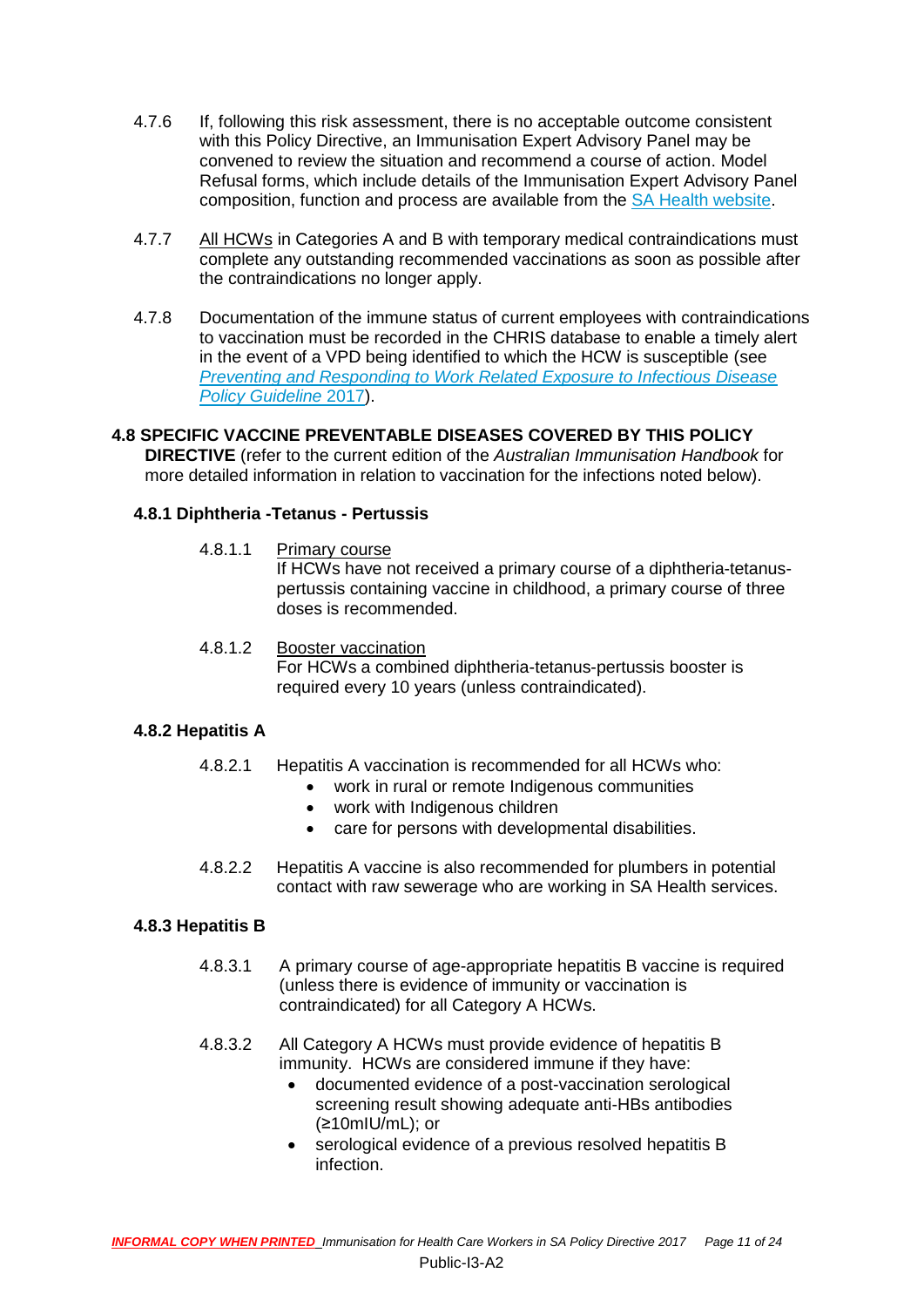4.7.6 If, following this risk assessment, there is no acceptable outcome consistent with this Policy Directive, an Immunisation Expert Advisory Panel may be convened to review the situation and recommend a course of action. Model Refusal forms, which include details of the Immunisation Expert Advisory Panel composition, function and process are available from the SA Health website.

4.7.7 All HCWs in Categories A and B with temporary medical contraindications must complete any outstanding recommended vaccinations as soon as possible after the contraindications no longer apply.

4.7.8 Documentation of the immune status of current employees with contraindications to vaccination must be recorded in the CHRIS database to enable a timely alert in the event of a VPD being identified to which the HCW is susceptible (see *Preventing and Responding to Work Related Exposure to Infectious Disease Policy Guideline* 2017).

## 4.8 SPECIFIC VACCINE PREVENTABLE DISEASES COVERED BY THIS POLICY DIRECTIVE

(refer to the current edition of the *Australian Immunisation Handbook* for more detailed information in relation to vaccination for the infections noted below).

### 4.8.1 Diphtheria -Tetanus - Pertussis

4.8.1.1 Primary course
If HCWs have not received a primary course of a diphtheria-tetanus-pertussis containing vaccine in childhood, a primary course of three doses is recommended.

4.8.1.2 Booster vaccination
For HCWs a combined diphtheria-tetanus-pertussis booster is required every 10 years (unless contraindicated).

### 4.8.2 Hepatitis A

4.8.2.1 Hepatitis A vaccination is recommended for all HCWs who:

- work in rural or remote Indigenous communities
- work with Indigenous children
- care for persons with developmental disabilities.

4.8.2.2 Hepatitis A vaccine is also recommended for plumbers in potential contact with raw sewerage who are working in SA Health services.

### 4.8.3 Hepatitis B

4.8.3.1 A primary course of age-appropriate hepatitis B vaccine is required (unless there is evidence of immunity or vaccination is contraindicated) for all Category A HCWs.

4.8.3.2 All Category A HCWs must provide evidence of hepatitis B immunity. HCWs are considered immune if they have:

- documented evidence of a post-vaccination serological screening result showing adequate anti-HBs antibodies (≥10mIU/mL); or
- serological evidence of a previous resolved hepatitis B infection.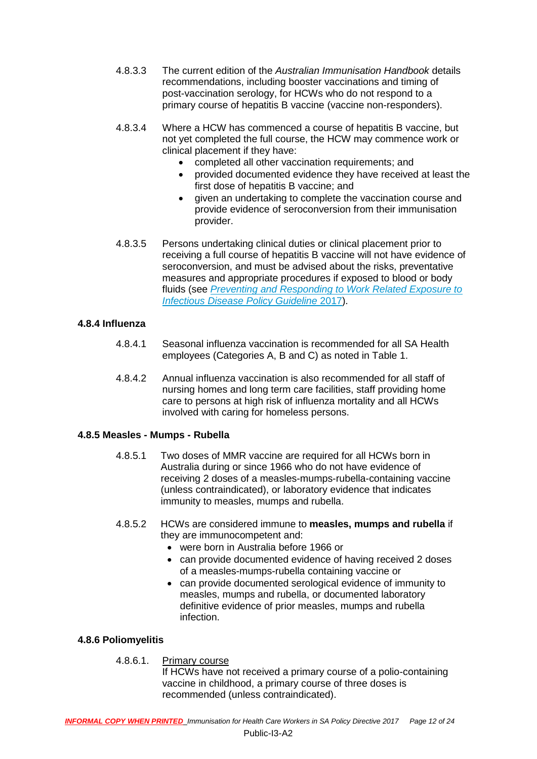4.8.3.3 The current edition of the *Australian Immunisation Handbook* details recommendations, including booster vaccinations and timing of post-vaccination serology, for HCWs who do not respond to a primary course of hepatitis B vaccine (vaccine non-responders).

4.8.3.4 Where a HCW has commenced a course of hepatitis B vaccine, but not yet completed the full course, the HCW may commence work or clinical placement if they have:

- completed all other vaccination requirements; and
- provided documented evidence they have received at least the first dose of hepatitis B vaccine; and
- given an undertaking to complete the vaccination course and provide evidence of seroconversion from their immunisation provider.

4.8.3.5 Persons undertaking clinical duties or clinical placement prior to receiving a full course of hepatitis B vaccine will not have evidence of seroconversion, and must be advised about the risks, preventative measures and appropriate procedures if exposed to blood or body fluids (see *Preventing and Responding to Work Related Exposure to Infectious Disease Policy Guideline* 2017).

### 4.8.4 Influenza

4.8.4.1 Seasonal influenza vaccination is recommended for all SA Health employees (Categories A, B and C) as noted in Table 1.

4.8.4.2 Annual influenza vaccination is also recommended for all staff of nursing homes and long term care facilities, staff providing home care to persons at high risk of influenza mortality and all HCWs involved with caring for homeless persons.

### 4.8.5 Measles - Mumps - Rubella

4.8.5.1 Two doses of MMR vaccine are required for all HCWs born in Australia during or since 1966 who do not have evidence of receiving 2 doses of a measles-mumps-rubella-containing vaccine (unless contraindicated), or laboratory evidence that indicates immunity to measles, mumps and rubella.

4.8.5.2 HCWs are considered immune to **measles, mumps and rubella** if they are immunocompetent and:

- were born in Australia before 1966 or
- can provide documented evidence of having received 2 doses of a measles-mumps-rubella containing vaccine or
- can provide documented serological evidence of immunity to measles, mumps and rubella, or documented laboratory definitive evidence of prior measles, mumps and rubella infection.

### 4.8.6 Poliomyelitis

4.8.6.1. Primary course

If HCWs have not received a primary course of a polio-containing vaccine in childhood, a primary course of three doses is recommended (unless contraindicated).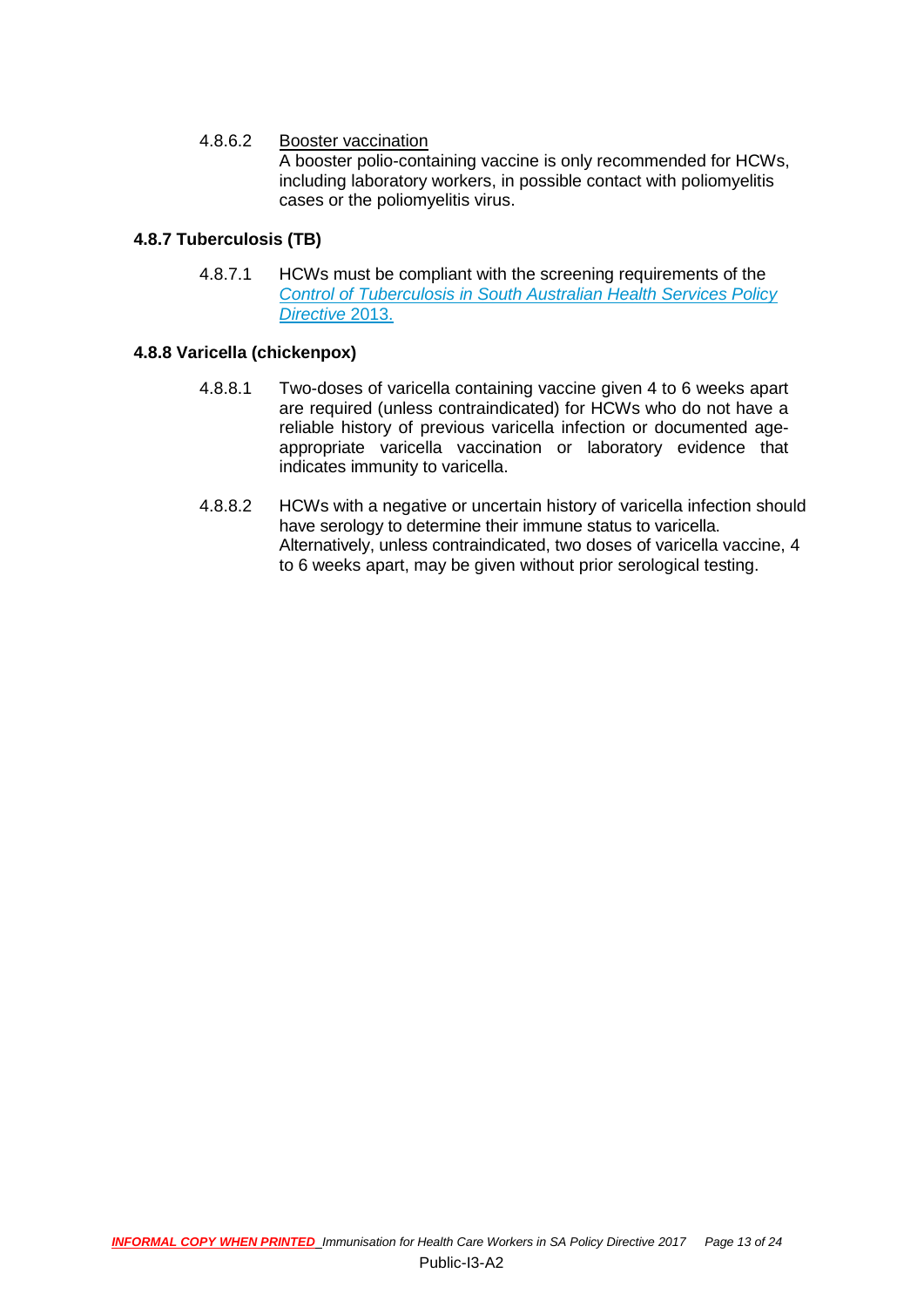4.8.6.2 Booster vaccination

A booster polio-containing vaccine is only recommended for HCWs, including laboratory workers, in possible contact with poliomyelitis cases or the poliomyelitis virus.

### 4.8.7 Tuberculosis (TB)

4.8.7.1 HCWs must be compliant with the screening requirements of the *Control of Tuberculosis in South Australian Health Services Policy Directive* 2013.

### 4.8.8 Varicella (chickenpox)

4.8.8.1 Two-doses of varicella containing vaccine given 4 to 6 weeks apart are required (unless contraindicated) for HCWs who do not have a reliable history of previous varicella infection or documented age-appropriate varicella vaccination or laboratory evidence that indicates immunity to varicella.

4.8.8.2 HCWs with a negative or uncertain history of varicella infection should have serology to determine their immune status to varicella. Alternatively, unless contraindicated, two doses of varicella vaccine, 4 to 6 weeks apart, may be given without prior serological testing.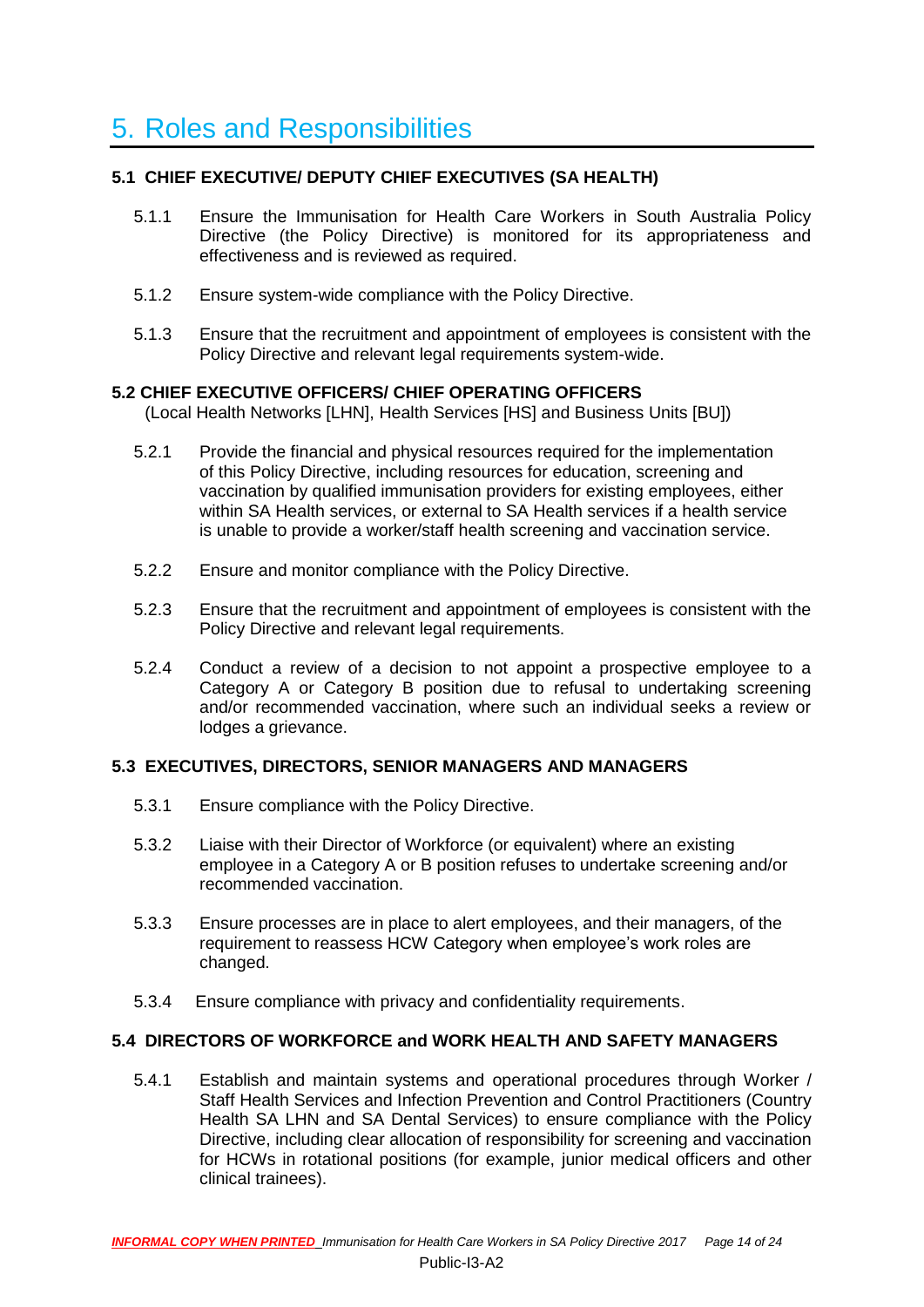# 5. Roles and Responsibilities

### 5.1 CHIEF EXECUTIVE/ DEPUTY CHIEF EXECUTIVES (SA HEALTH)

5.1.1 Ensure the Immunisation for Health Care Workers in South Australia Policy Directive (the Policy Directive) is monitored for its appropriateness and effectiveness and is reviewed as required.

5.1.2 Ensure system-wide compliance with the Policy Directive.

5.1.3 Ensure that the recruitment and appointment of employees is consistent with the Policy Directive and relevant legal requirements system-wide.

### 5.2 CHIEF EXECUTIVE OFFICERS/ CHIEF OPERATING OFFICERS

(Local Health Networks [LHN], Health Services [HS] and Business Units [BU])

5.2.1 Provide the financial and physical resources required for the implementation of this Policy Directive, including resources for education, screening and vaccination by qualified immunisation providers for existing employees, either within SA Health services, or external to SA Health services if a health service is unable to provide a worker/staff health screening and vaccination service.

5.2.2 Ensure and monitor compliance with the Policy Directive.

5.2.3 Ensure that the recruitment and appointment of employees is consistent with the Policy Directive and relevant legal requirements.

5.2.4 Conduct a review of a decision to not appoint a prospective employee to a Category A or Category B position due to refusal to undertaking screening and/or recommended vaccination, where such an individual seeks a review or lodges a grievance.

### 5.3 EXECUTIVES, DIRECTORS, SENIOR MANAGERS AND MANAGERS

5.3.1 Ensure compliance with the Policy Directive.

5.3.2 Liaise with their Director of Workforce (or equivalent) where an existing employee in a Category A or B position refuses to undertake screening and/or recommended vaccination.

5.3.3 Ensure processes are in place to alert employees, and their managers, of the requirement to reassess HCW Category when employee's work roles are changed.

5.3.4 Ensure compliance with privacy and confidentiality requirements.

### 5.4 DIRECTORS OF WORKFORCE and WORK HEALTH AND SAFETY MANAGERS

5.4.1 Establish and maintain systems and operational procedures through Worker / Staff Health Services and Infection Prevention and Control Practitioners (Country Health SA LHN and SA Dental Services) to ensure compliance with the Policy Directive, including clear allocation of responsibility for screening and vaccination for HCWs in rotational positions (for example, junior medical officers and other clinical trainees).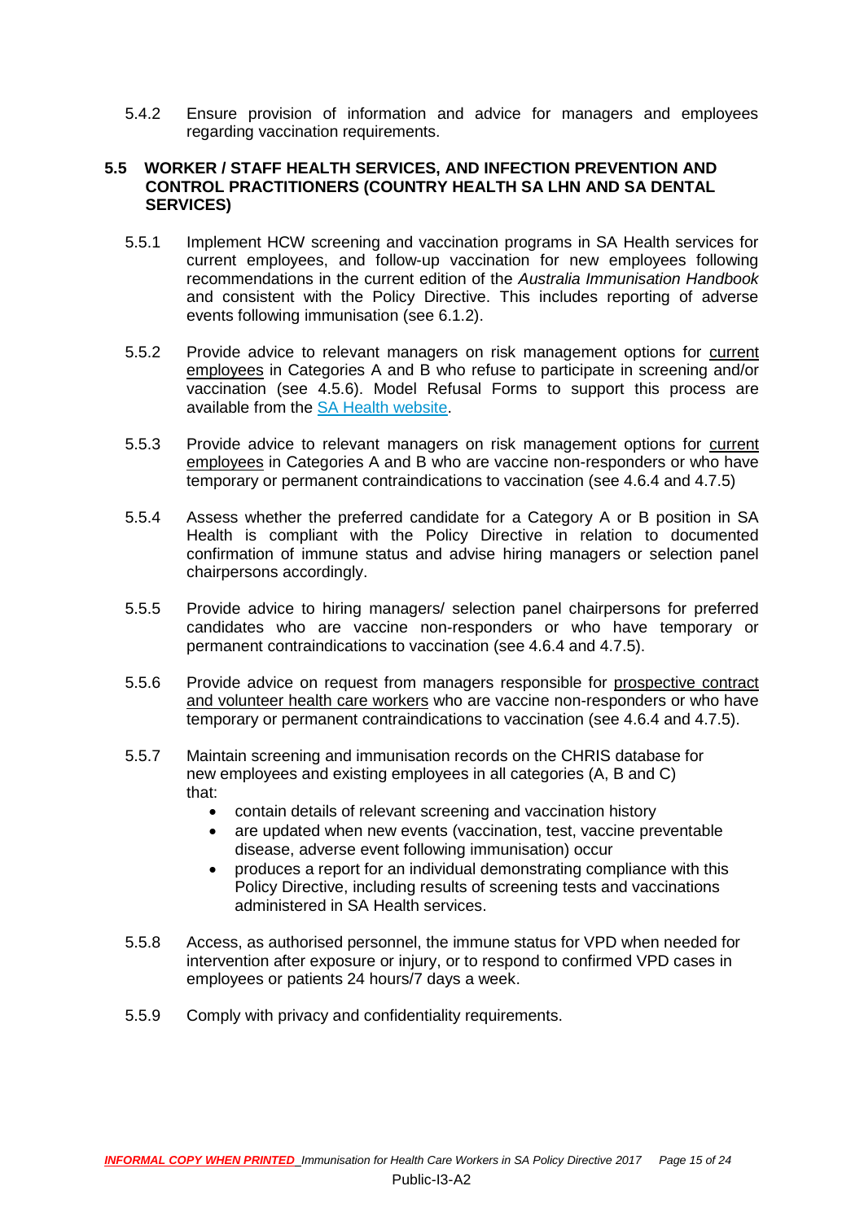5.4.2 Ensure provision of information and advice for managers and employees regarding vaccination requirements.

### 5.5 WORKER / STAFF HEALTH SERVICES, AND INFECTION PREVENTION AND CONTROL PRACTITIONERS (COUNTRY HEALTH SA LHN AND SA DENTAL SERVICES)

5.5.1 Implement HCW screening and vaccination programs in SA Health services for current employees, and follow-up vaccination for new employees following recommendations in the current edition of the *Australia Immunisation Handbook* and consistent with the Policy Directive. This includes reporting of adverse events following immunisation (see 6.1.2).

5.5.2 Provide advice to relevant managers on risk management options for current employees in Categories A and B who refuse to participate in screening and/or vaccination (see 4.5.6). Model Refusal Forms to support this process are available from the SA Health website.

5.5.3 Provide advice to relevant managers on risk management options for current employees in Categories A and B who are vaccine non-responders or who have temporary or permanent contraindications to vaccination (see 4.6.4 and 4.7.5)

5.5.4 Assess whether the preferred candidate for a Category A or B position in SA Health is compliant with the Policy Directive in relation to documented confirmation of immune status and advise hiring managers or selection panel chairpersons accordingly.

5.5.5 Provide advice to hiring managers/ selection panel chairpersons for preferred candidates who are vaccine non-responders or who have temporary or permanent contraindications to vaccination (see 4.6.4 and 4.7.5).

5.5.6 Provide advice on request from managers responsible for prospective contract and volunteer health care workers who are vaccine non-responders or who have temporary or permanent contraindications to vaccination (see 4.6.4 and 4.7.5).

5.5.7 Maintain screening and immunisation records on the CHRIS database for new employees and existing employees in all categories (A, B and C) that:

- contain details of relevant screening and vaccination history
- are updated when new events (vaccination, test, vaccine preventable disease, adverse event following immunisation) occur
- produces a report for an individual demonstrating compliance with this Policy Directive, including results of screening tests and vaccinations administered in SA Health services.

5.5.8 Access, as authorised personnel, the immune status for VPD when needed for intervention after exposure or injury, or to respond to confirmed VPD cases in employees or patients 24 hours/7 days a week.

5.5.9 Comply with privacy and confidentiality requirements.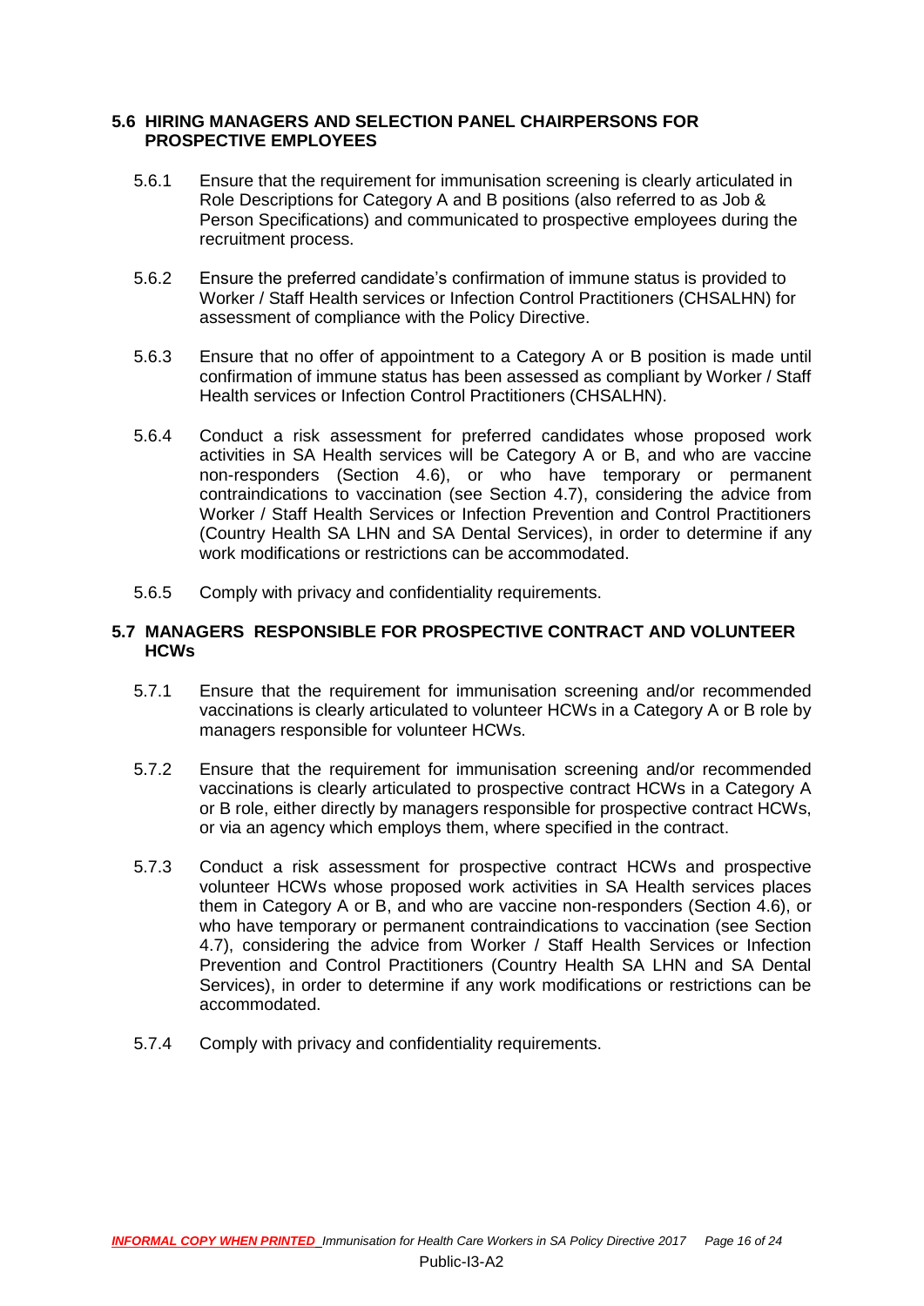### 5.6 HIRING MANAGERS AND SELECTION PANEL CHAIRPERSONS FOR PROSPECTIVE EMPLOYEES

5.6.1 Ensure that the requirement for immunisation screening is clearly articulated in Role Descriptions for Category A and B positions (also referred to as Job & Person Specifications) and communicated to prospective employees during the recruitment process.

5.6.2 Ensure the preferred candidate's confirmation of immune status is provided to Worker / Staff Health services or Infection Control Practitioners (CHSALHN) for assessment of compliance with the Policy Directive.

5.6.3 Ensure that no offer of appointment to a Category A or B position is made until confirmation of immune status has been assessed as compliant by Worker / Staff Health services or Infection Control Practitioners (CHSALHN).

5.6.4 Conduct a risk assessment for preferred candidates whose proposed work activities in SA Health services will be Category A or B, and who are vaccine non-responders (Section 4.6), or who have temporary or permanent contraindications to vaccination (see Section 4.7), considering the advice from Worker / Staff Health Services or Infection Prevention and Control Practitioners (Country Health SA LHN and SA Dental Services), in order to determine if any work modifications or restrictions can be accommodated.

5.6.5 Comply with privacy and confidentiality requirements.

### 5.7 MANAGERS RESPONSIBLE FOR PROSPECTIVE CONTRACT AND VOLUNTEER HCWs

5.7.1 Ensure that the requirement for immunisation screening and/or recommended vaccinations is clearly articulated to volunteer HCWs in a Category A or B role by managers responsible for volunteer HCWs.

5.7.2 Ensure that the requirement for immunisation screening and/or recommended vaccinations is clearly articulated to prospective contract HCWs in a Category A or B role, either directly by managers responsible for prospective contract HCWs, or via an agency which employs them, where specified in the contract.

5.7.3 Conduct a risk assessment for prospective contract HCWs and prospective volunteer HCWs whose proposed work activities in SA Health services places them in Category A or B, and who are vaccine non-responders (Section 4.6), or who have temporary or permanent contraindications to vaccination (see Section 4.7), considering the advice from Worker / Staff Health Services or Infection Prevention and Control Practitioners (Country Health SA LHN and SA Dental Services), in order to determine if any work modifications or restrictions can be accommodated.

5.7.4 Comply with privacy and confidentiality requirements.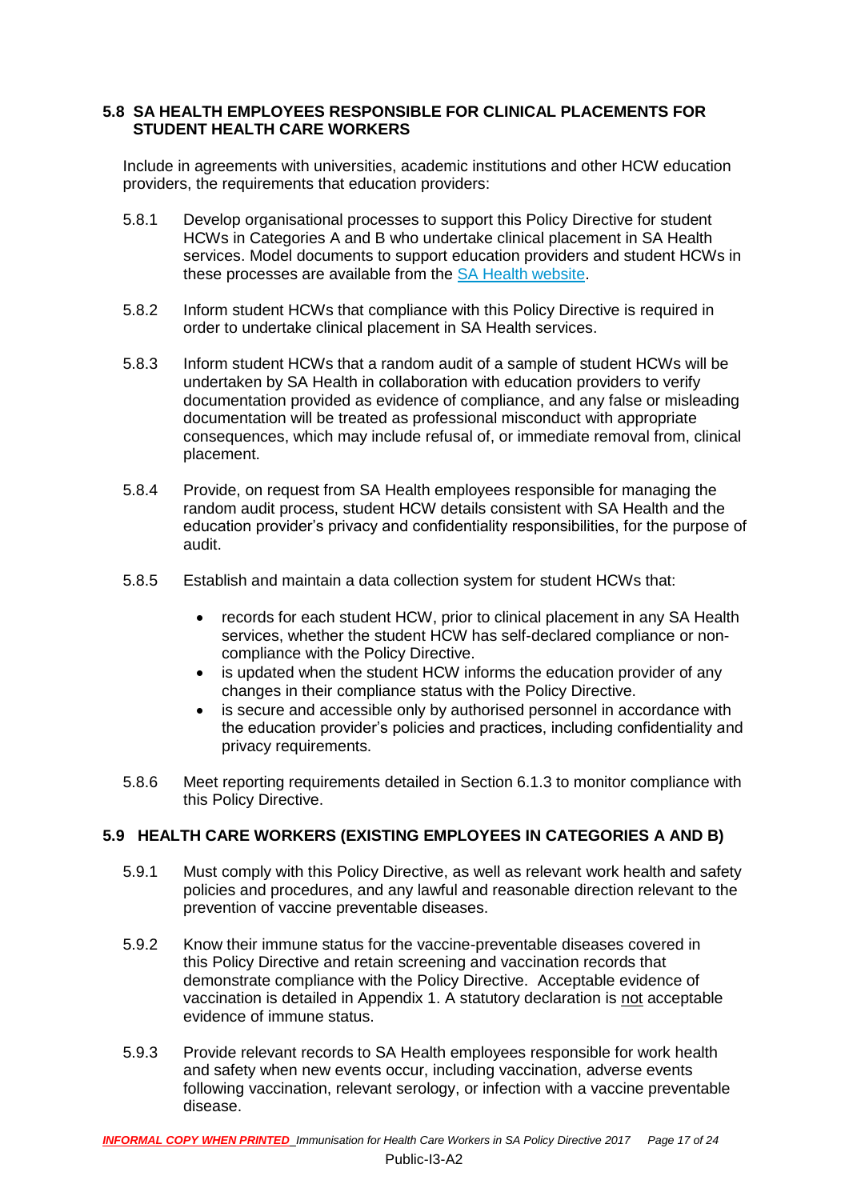### 5.8 SA HEALTH EMPLOYEES RESPONSIBLE FOR CLINICAL PLACEMENTS FOR STUDENT HEALTH CARE WORKERS

Include in agreements with universities, academic institutions and other HCW education providers, the requirements that education providers:

5.8.1 Develop organisational processes to support this Policy Directive for student HCWs in Categories A and B who undertake clinical placement in SA Health services. Model documents to support education providers and student HCWs in these processes are available from the SA Health website.

5.8.2 Inform student HCWs that compliance with this Policy Directive is required in order to undertake clinical placement in SA Health services.

5.8.3 Inform student HCWs that a random audit of a sample of student HCWs will be undertaken by SA Health in collaboration with education providers to verify documentation provided as evidence of compliance, and any false or misleading documentation will be treated as professional misconduct with appropriate consequences, which may include refusal of, or immediate removal from, clinical placement.

5.8.4 Provide, on request from SA Health employees responsible for managing the random audit process, student HCW details consistent with SA Health and the education provider's privacy and confidentiality responsibilities, for the purpose of audit.

5.8.5 Establish and maintain a data collection system for student HCWs that:

- records for each student HCW, prior to clinical placement in any SA Health services, whether the student HCW has self-declared compliance or non-compliance with the Policy Directive.
- is updated when the student HCW informs the education provider of any changes in their compliance status with the Policy Directive.
- is secure and accessible only by authorised personnel in accordance with the education provider's policies and practices, including confidentiality and privacy requirements.

5.8.6 Meet reporting requirements detailed in Section 6.1.3 to monitor compliance with this Policy Directive.

### 5.9 HEALTH CARE WORKERS (EXISTING EMPLOYEES IN CATEGORIES A AND B)

5.9.1 Must comply with this Policy Directive, as well as relevant work health and safety policies and procedures, and any lawful and reasonable direction relevant to the prevention of vaccine preventable diseases.

5.9.2 Know their immune status for the vaccine-preventable diseases covered in this Policy Directive and retain screening and vaccination records that demonstrate compliance with the Policy Directive. Acceptable evidence of vaccination is detailed in Appendix 1. A statutory declaration is not acceptable evidence of immune status.

5.9.3 Provide relevant records to SA Health employees responsible for work health and safety when new events occur, including vaccination, adverse events following vaccination, relevant serology, or infection with a vaccine preventable disease.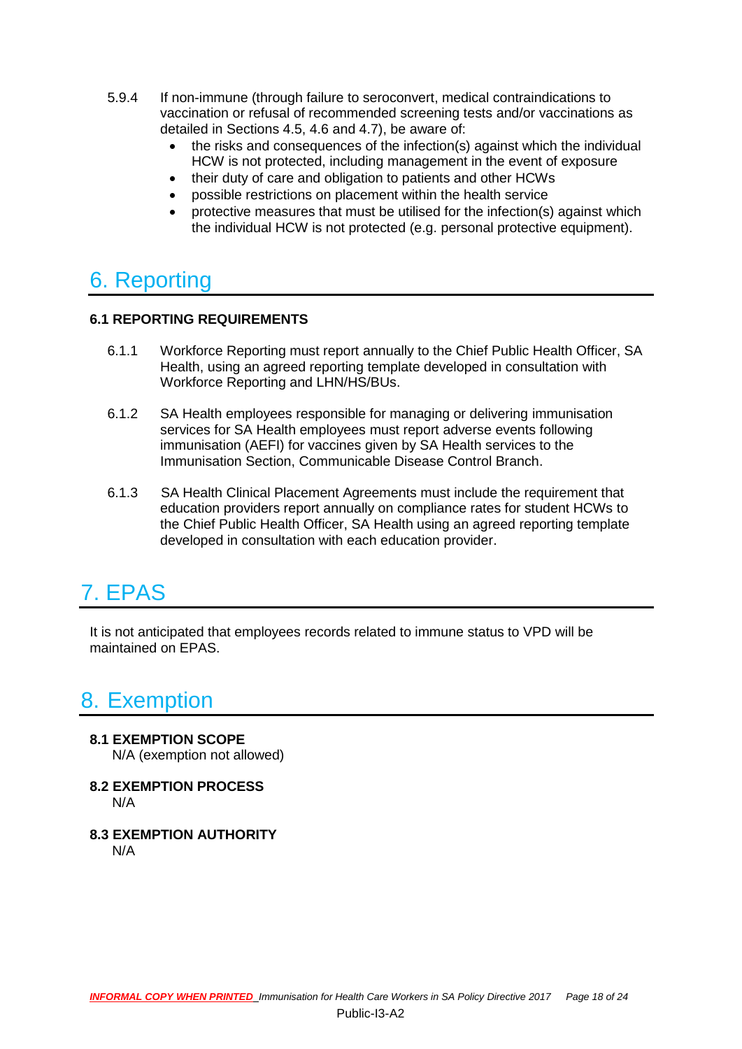5.9.4 If non-immune (through failure to seroconvert, medical contraindications to vaccination or refusal of recommended screening tests and/or vaccinations as detailed in Sections 4.5, 4.6 and 4.7), be aware of:

- the risks and consequences of the infection(s) against which the individual HCW is not protected, including management in the event of exposure
- their duty of care and obligation to patients and other HCWs
- possible restrictions on placement within the health service
- protective measures that must be utilised for the infection(s) against which the individual HCW is not protected (e.g. personal protective equipment).

# 6. Reporting

### 6.1 REPORTING REQUIREMENTS

6.1.1 Workforce Reporting must report annually to the Chief Public Health Officer, SA Health, using an agreed reporting template developed in consultation with Workforce Reporting and LHN/HS/BUs.

6.1.2 SA Health employees responsible for managing or delivering immunisation services for SA Health employees must report adverse events following immunisation (AEFI) for vaccines given by SA Health services to the Immunisation Section, Communicable Disease Control Branch.

6.1.3 SA Health Clinical Placement Agreements must include the requirement that education providers report annually on compliance rates for student HCWs to the Chief Public Health Officer, SA Health using an agreed reporting template developed in consultation with each education provider.

# 7. EPAS

It is not anticipated that employees records related to immune status to VPD will be maintained on EPAS.

# 8. Exemption

### 8.1 EXEMPTION SCOPE

N/A (exemption not allowed)

### 8.2 EXEMPTION PROCESS

N/A

### 8.3 EXEMPTION AUTHORITY

N/A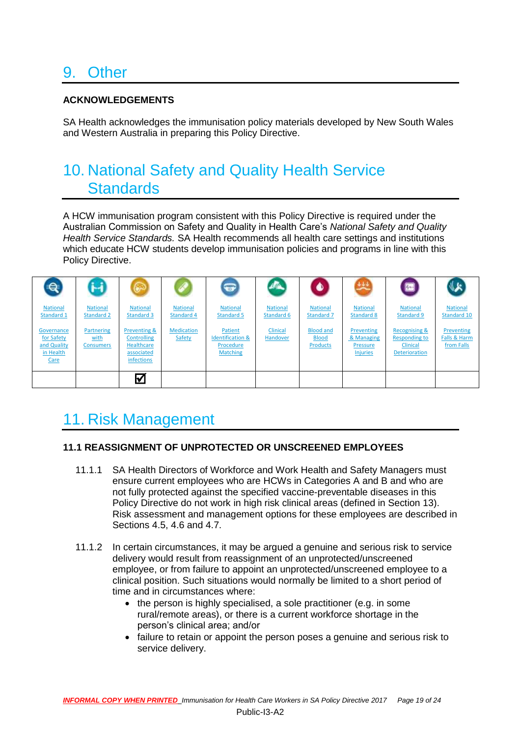# 9. Other

**ACKNOWLEDGEMENTS**

SA Health acknowledges the immunisation policy materials developed by New South Wales and Western Australia in preparing this Policy Directive.

# 10. National Safety and Quality Health Service Standards

A HCW immunisation program consistent with this Policy Directive is required under the Australian Commission on Safety and Quality in Health Care's *National Safety and Quality Health Service Standards.* SA Health recommends all health care settings and institutions which educate HCW students develop immunisation policies and programs in line with this Policy Directive.

| National Standard 1 Governance for Safety and Quality in Health Care | National Standard 2 Partnering with Consumers | National Standard 3 Preventing & Controlling Healthcare associated infections | National Standard 4 Medication Safety | National Standard 5 Patient Identification & Procedure Matching | National Standard 6 Clinical Handover | National Standard 7 Blood and Blood Products | National Standard 8 Preventing & Managing Pressure Injuries | National Standard 9 Recognising & Responding to Clinical Deterioration | National Standard 10 Preventing Falls & Harm from Falls |
|---|---|---|---|---|---|---|---|---|---|
| | | ☑ | | | | | | | |

# 11. Risk Management

## 11.1 REASSIGNMENT OF UNPROTECTED OR UNSCREENED EMPLOYEES

11.1.1 SA Health Directors of Workforce and Work Health and Safety Managers must ensure current employees who are HCWs in Categories A and B and who are not fully protected against the specified vaccine-preventable diseases in this Policy Directive do not work in high risk clinical areas (defined in Section 13). Risk assessment and management options for these employees are described in Sections 4.5, 4.6 and 4.7.

11.1.2 In certain circumstances, it may be argued a genuine and serious risk to service delivery would result from reassignment of an unprotected/unscreened employee, or from failure to appoint an unprotected/unscreened employee to a clinical position. Such situations would normally be limited to a short period of time and in circumstances where:

- the person is highly specialised, a sole practitioner (e.g. in some rural/remote areas), or there is a current workforce shortage in the person's clinical area; and/or
- failure to retain or appoint the person poses a genuine and serious risk to service delivery.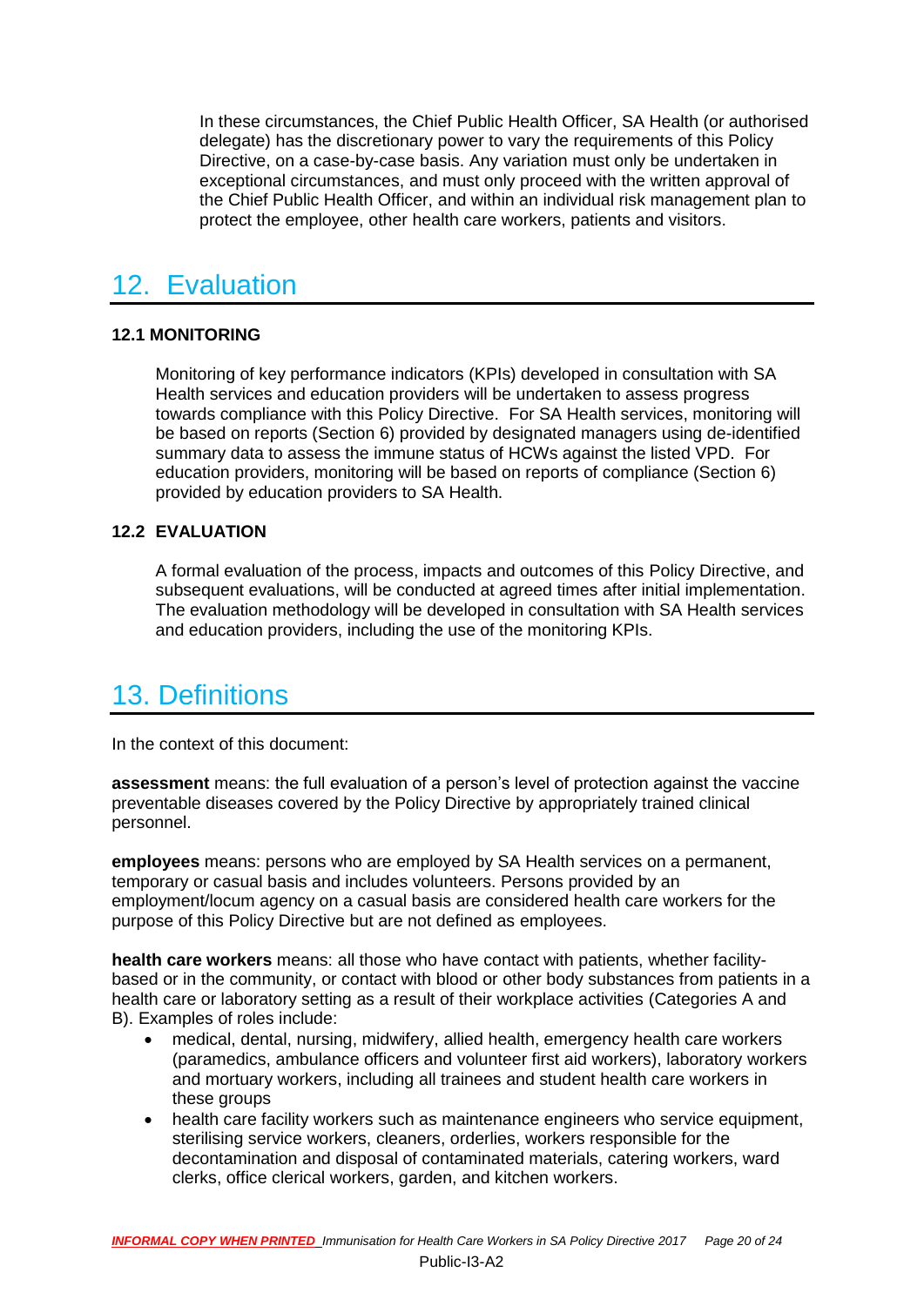In these circumstances, the Chief Public Health Officer, SA Health (or authorised delegate) has the discretionary power to vary the requirements of this Policy Directive, on a case-by-case basis. Any variation must only be undertaken in exceptional circumstances, and must only proceed with the written approval of the Chief Public Health Officer, and within an individual risk management plan to protect the employee, other health care workers, patients and visitors.

# 12. Evaluation

### 12.1 MONITORING

Monitoring of key performance indicators (KPIs) developed in consultation with SA Health services and education providers will be undertaken to assess progress towards compliance with this Policy Directive. For SA Health services, monitoring will be based on reports (Section 6) provided by designated managers using de-identified summary data to assess the immune status of HCWs against the listed VPD. For education providers, monitoring will be based on reports of compliance (Section 6) provided by education providers to SA Health.

### 12.2 EVALUATION

A formal evaluation of the process, impacts and outcomes of this Policy Directive, and subsequent evaluations, will be conducted at agreed times after initial implementation. The evaluation methodology will be developed in consultation with SA Health services and education providers, including the use of the monitoring KPIs.

# 13. Definitions

In the context of this document:

**assessment** means: the full evaluation of a person's level of protection against the vaccine preventable diseases covered by the Policy Directive by appropriately trained clinical personnel.

**employees** means: persons who are employed by SA Health services on a permanent, temporary or casual basis and includes volunteers. Persons provided by an employment/locum agency on a casual basis are considered health care workers for the purpose of this Policy Directive but are not defined as employees.

**health care workers** means: all those who have contact with patients, whether facility-based or in the community, or contact with blood or other body substances from patients in a health care or laboratory setting as a result of their workplace activities (Categories A and B). Examples of roles include:

- medical, dental, nursing, midwifery, allied health, emergency health care workers (paramedics, ambulance officers and volunteer first aid workers), laboratory workers and mortuary workers, including all trainees and student health care workers in these groups
- health care facility workers such as maintenance engineers who service equipment, sterilising service workers, cleaners, orderlies, workers responsible for the decontamination and disposal of contaminated materials, catering workers, ward clerks, office clerical workers, garden, and kitchen workers.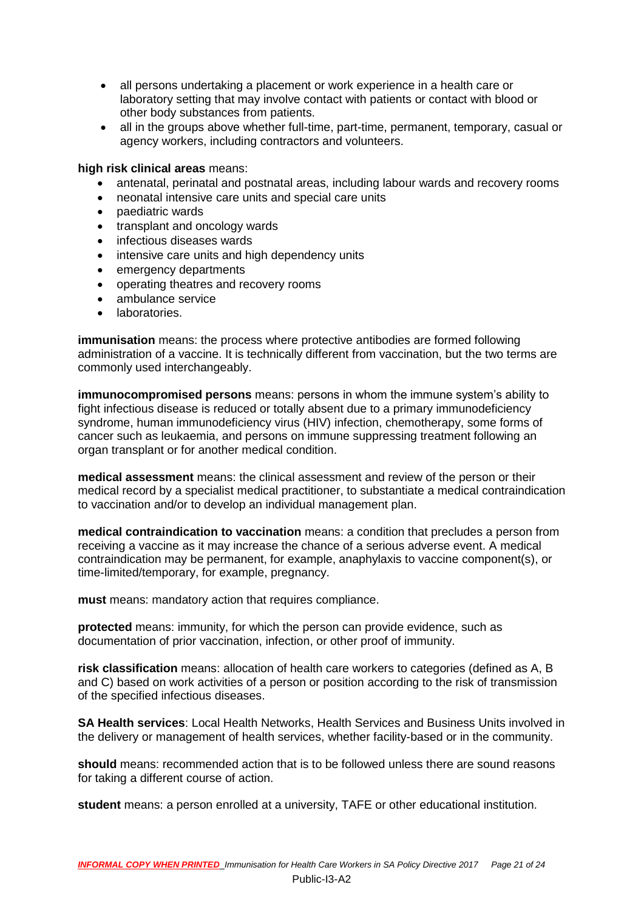- all persons undertaking a placement or work experience in a health care or laboratory setting that may involve contact with patients or contact with blood or other body substances from patients.
- all in the groups above whether full-time, part-time, permanent, temporary, casual or agency workers, including contractors and volunteers.

**high risk clinical areas** means:

- antenatal, perinatal and postnatal areas, including labour wards and recovery rooms
- neonatal intensive care units and special care units
- paediatric wards
- transplant and oncology wards
- infectious diseases wards
- intensive care units and high dependency units
- emergency departments
- operating theatres and recovery rooms
- ambulance service
- laboratories.

**immunisation** means: the process where protective antibodies are formed following administration of a vaccine. It is technically different from vaccination, but the two terms are commonly used interchangeably.

**immunocompromised persons** means: persons in whom the immune system's ability to fight infectious disease is reduced or totally absent due to a primary immunodeficiency syndrome, human immunodeficiency virus (HIV) infection, chemotherapy, some forms of cancer such as leukaemia, and persons on immune suppressing treatment following an organ transplant or for another medical condition.

**medical assessment** means: the clinical assessment and review of the person or their medical record by a specialist medical practitioner, to substantiate a medical contraindication to vaccination and/or to develop an individual management plan.

**medical contraindication to vaccination** means: a condition that precludes a person from receiving a vaccine as it may increase the chance of a serious adverse event. A medical contraindication may be permanent, for example, anaphylaxis to vaccine component(s), or time-limited/temporary, for example, pregnancy.

**must** means: mandatory action that requires compliance.

**protected** means: immunity, for which the person can provide evidence, such as documentation of prior vaccination, infection, or other proof of immunity.

**risk classification** means: allocation of health care workers to categories (defined as A, B and C) based on work activities of a person or position according to the risk of transmission of the specified infectious diseases.

**SA Health services**: Local Health Networks, Health Services and Business Units involved in the delivery or management of health services, whether facility-based or in the community.

**should** means: recommended action that is to be followed unless there are sound reasons for taking a different course of action.

**student** means: a person enrolled at a university, TAFE or other educational institution.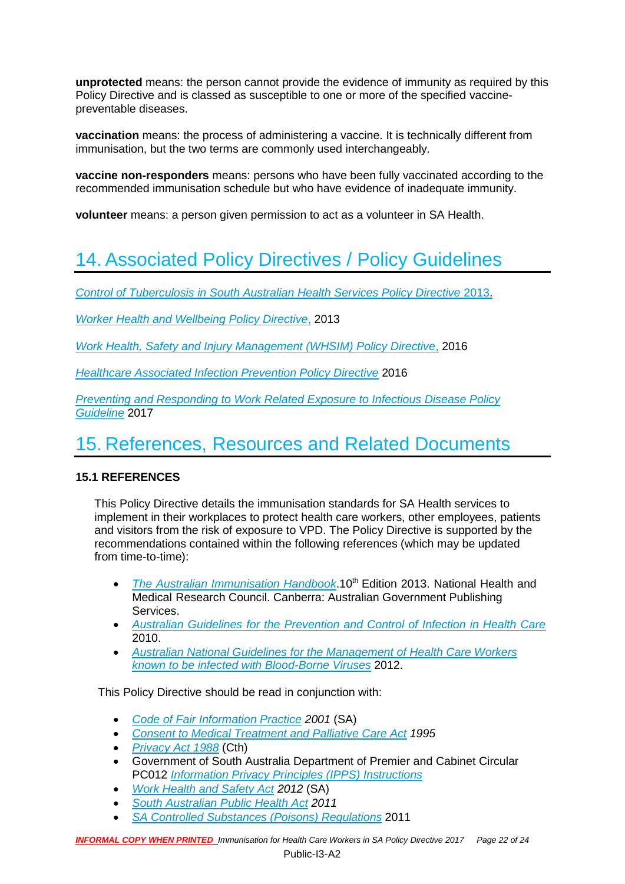**unprotected** means: the person cannot provide the evidence of immunity as required by this Policy Directive and is classed as susceptible to one or more of the specified vaccine-preventable diseases.

**vaccination** means: the process of administering a vaccine. It is technically different from immunisation, but the two terms are commonly used interchangeably.

**vaccine non-responders** means: persons who have been fully vaccinated according to the recommended immunisation schedule but who have evidence of inadequate immunity.

**volunteer** means: a person given permission to act as a volunteer in SA Health.

# 14. Associated Policy Directives / Policy Guidelines

*Control of Tuberculosis in South Australian Health Services Policy Directive* 2013.

*Worker Health and Wellbeing Policy Directive*, 2013

*Work Health, Safety and Injury Management (WHSIM) Policy Directive*, 2016

*Healthcare Associated Infection Prevention Policy Directive* 2016

*Preventing and Responding to Work Related Exposure to Infectious Disease Policy Guideline* 2017

# 15. References, Resources and Related Documents

### 15.1 REFERENCES

This Policy Directive details the immunisation standards for SA Health services to implement in their workplaces to protect health care workers, other employees, patients and visitors from the risk of exposure to VPD. The Policy Directive is supported by the recommendations contained within the following references (which may be updated from time-to-time):

- *The Australian Immunisation Handbook*.10th Edition 2013. National Health and Medical Research Council. Canberra: Australian Government Publishing Services.
- *Australian Guidelines for the Prevention and Control of Infection in Health Care* 2010.
- *Australian National Guidelines for the Management of Health Care Workers known to be infected with Blood-Borne Viruses* 2012.

This Policy Directive should be read in conjunction with:

- *Code of Fair Information Practice 2001* (SA)
- *Consent to Medical Treatment and Palliative Care Act 1995*
- *Privacy Act 1988* (Cth)
- Government of South Australia Department of Premier and Cabinet Circular PC012 *Information Privacy Principles (IPPS) Instructions*
- *Work Health and Safety Act 2012* (SA)
- *South Australian Public Health Act 2011*
- *SA Controlled Substances (Poisons) Regulations* 2011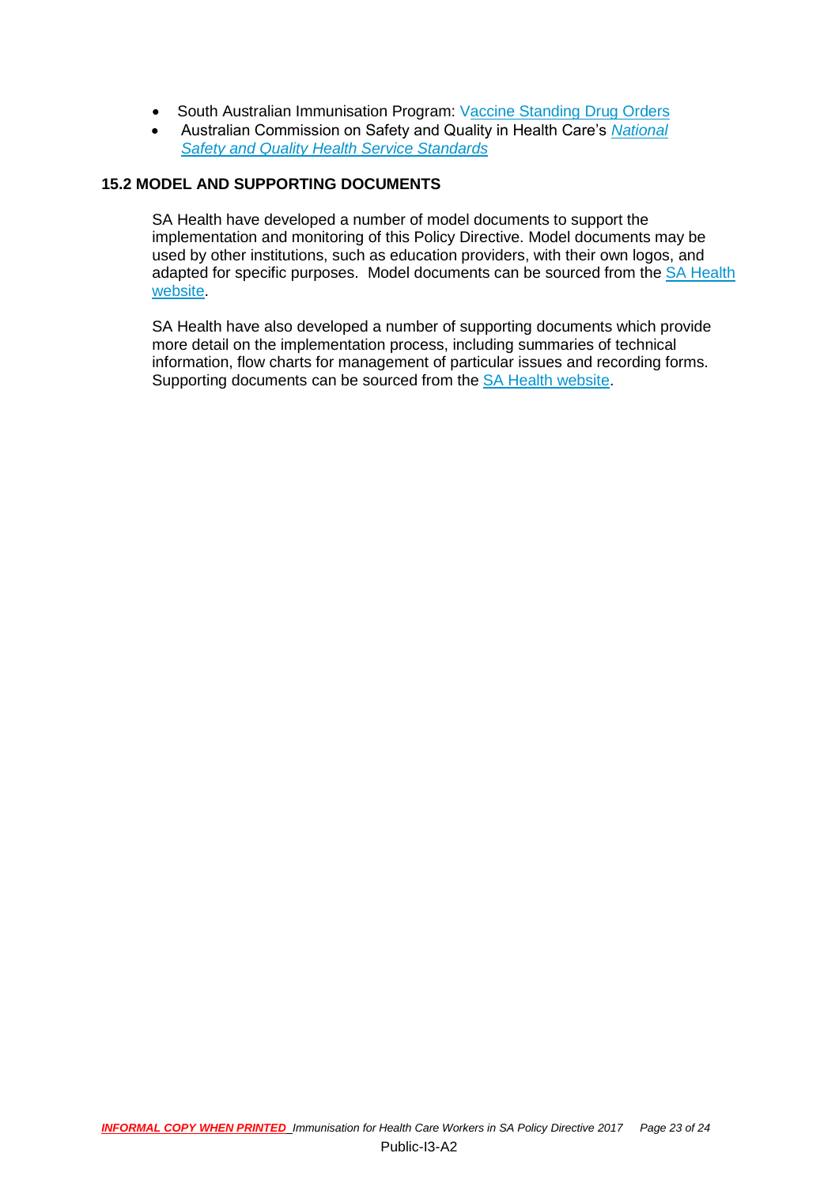- South Australian Immunisation Program: Vaccine Standing Drug Orders
- Australian Commission on Safety and Quality in Health Care's *National Safety and Quality Health Service Standards*

### 15.2 MODEL AND SUPPORTING DOCUMENTS

SA Health have developed a number of model documents to support the implementation and monitoring of this Policy Directive. Model documents may be used by other institutions, such as education providers, with their own logos, and adapted for specific purposes. Model documents can be sourced from the SA Health website.

SA Health have also developed a number of supporting documents which provide more detail on the implementation process, including summaries of technical information, flow charts for management of particular issues and recording forms. Supporting documents can be sourced from the SA Health website.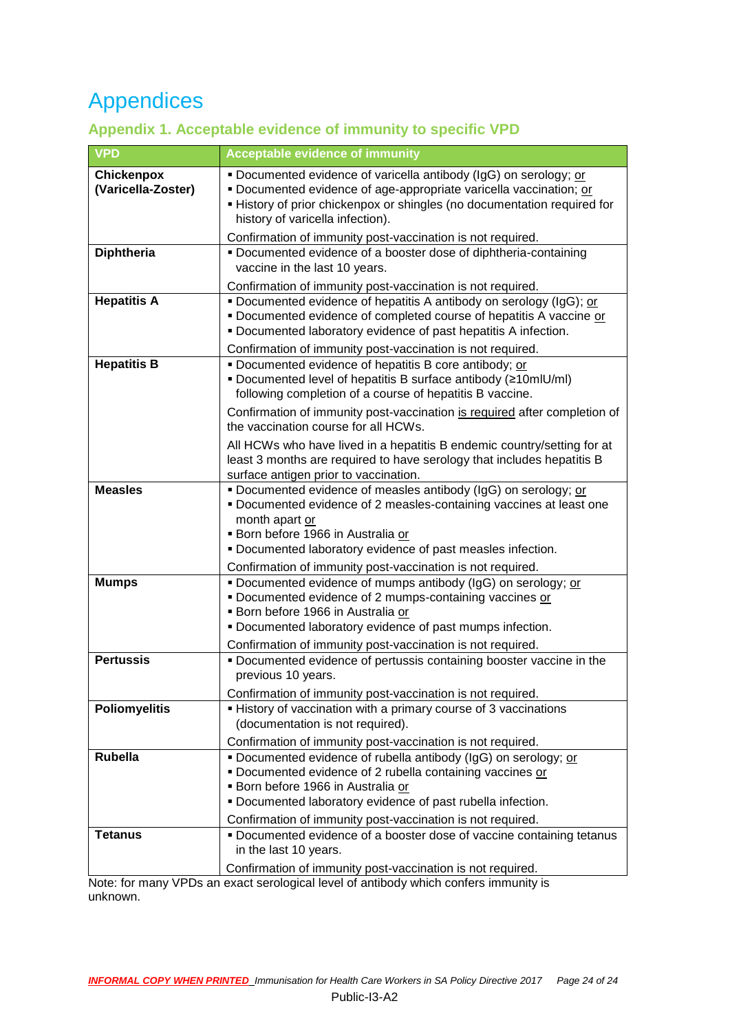# Appendices

## Appendix 1. Acceptable evidence of immunity to specific VPD

| VPD | Acceptable evidence of immunity |
|---|---|
| **Chickenpox (Varicella-Zoster)** | ▪ Documented evidence of varicella antibody (IgG) on serology; or<br>▪ Documented evidence of age-appropriate varicella vaccination; or<br>▪ History of prior chickenpox or shingles (no documentation required for history of varicella infection).<br>Confirmation of immunity post-vaccination is not required. |
| **Diphtheria** | ▪ Documented evidence of a booster dose of diphtheria-containing vaccine in the last 10 years.<br>Confirmation of immunity post-vaccination is not required. |
| **Hepatitis A** | ▪ Documented evidence of hepatitis A antibody on serology (IgG); or<br>▪ Documented evidence of completed course of hepatitis A vaccine or<br>▪ Documented laboratory evidence of past hepatitis A infection.<br>Confirmation of immunity post-vaccination is not required. |
| **Hepatitis B** | ▪ Documented evidence of hepatitis B core antibody; or<br>▪ Documented level of hepatitis B surface antibody (≥10mIU/ml) following completion of a course of hepatitis B vaccine.<br>Confirmation of immunity post-vaccination is required after completion of the vaccination course for all HCWs.<br>All HCWs who have lived in a hepatitis B endemic country/setting for at least 3 months are required to have serology that includes hepatitis B surface antigen prior to vaccination. |
| **Measles** | ▪ Documented evidence of measles antibody (IgG) on serology; or<br>▪ Documented evidence of 2 measles-containing vaccines at least one month apart or<br>▪ Born before 1966 in Australia or<br>▪ Documented laboratory evidence of past measles infection.<br>Confirmation of immunity post-vaccination is not required. |
| **Mumps** | ▪ Documented evidence of mumps antibody (IgG) on serology; or<br>▪ Documented evidence of 2 mumps-containing vaccines or<br>▪ Born before 1966 in Australia or<br>▪ Documented laboratory evidence of past mumps infection.<br>Confirmation of immunity post-vaccination is not required. |
| **Pertussis** | ▪ Documented evidence of pertussis containing booster vaccine in the previous 10 years.<br>Confirmation of immunity post-vaccination is not required. |
| **Poliomyelitis** | ▪ History of vaccination with a primary course of 3 vaccinations (documentation is not required).<br>Confirmation of immunity post-vaccination is not required. |
| **Rubella** | ▪ Documented evidence of rubella antibody (IgG) on serology; or<br>▪ Documented evidence of 2 rubella containing vaccines or<br>▪ Born before 1966 in Australia or<br>▪ Documented laboratory evidence of past rubella infection.<br>Confirmation of immunity post-vaccination is not required. |
| **Tetanus** | ▪ Documented evidence of a booster dose of vaccine containing tetanus in the last 10 years.<br>Confirmation of immunity post-vaccination is not required. |

Note: for many VPDs an exact serological level of antibody which confers immunity is unknown.